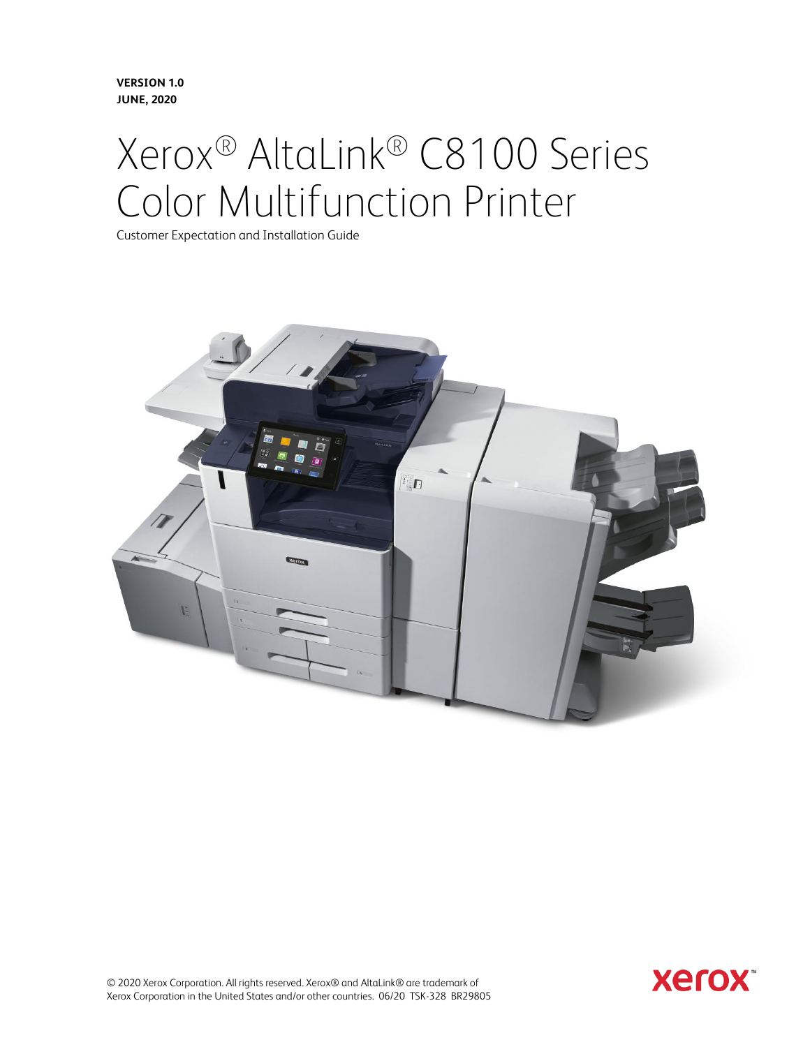**VERSION 1.0**
**JUNE, 2020**

# Xerox® AltaLink® C8100 Series Color Multifunction Printer

Customer Expectation and Installation Guide

© 2020 Xerox Corporation. All rights reserved. Xerox® and AltaLink® are trademark of Xerox Corporation in the United States and/or other countries. 06/20 TSK-328 BR29805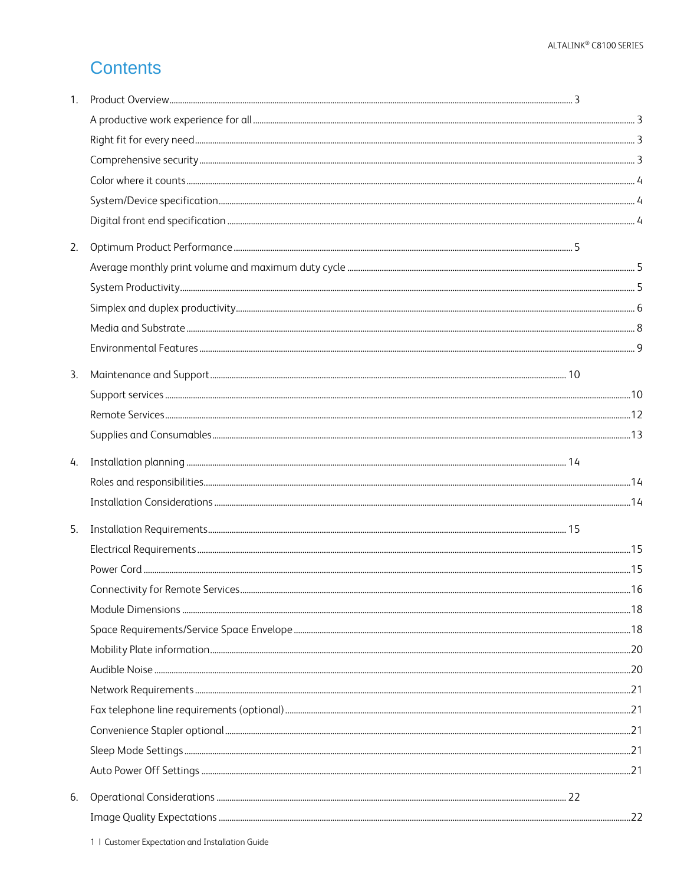# Contents

1. Product Overview ..... 3
   - A productive work experience for all ..... 3
   - Right fit for every need ..... 3
   - Comprehensive security ..... 3
   - Color where it counts ..... 4
   - System/Device specification ..... 4
   - Digital front end specification ..... 4
2. Optimum Product Performance ..... 5
   - Average monthly print volume and maximum duty cycle ..... 5
   - System Productivity ..... 5
   - Simplex and duplex productivity ..... 6
   - Media and Substrate ..... 8
   - Environmental Features ..... 9
3. Maintenance and Support ..... 10
   - Support services ..... 10
   - Remote Services ..... 12
   - Supplies and Consumables ..... 13
4. Installation planning ..... 14
   - Roles and responsibilities ..... 14
   - Installation Considerations ..... 14
5. Installation Requirements ..... 15
   - Electrical Requirements ..... 15
   - Power Cord ..... 15
   - Connectivity for Remote Services ..... 16
   - Module Dimensions ..... 18
   - Space Requirements/Service Space Envelope ..... 18
   - Mobility Plate information ..... 20
   - Audible Noise ..... 20
   - Network Requirements ..... 21
   - Fax telephone line requirements (optional) ..... 21
   - Convenience Stapler optional ..... 21
   - Sleep Mode Settings ..... 21
   - Auto Power Off Settings ..... 21
6. Operational Considerations ..... 22
   - Image Quality Expectations ..... 22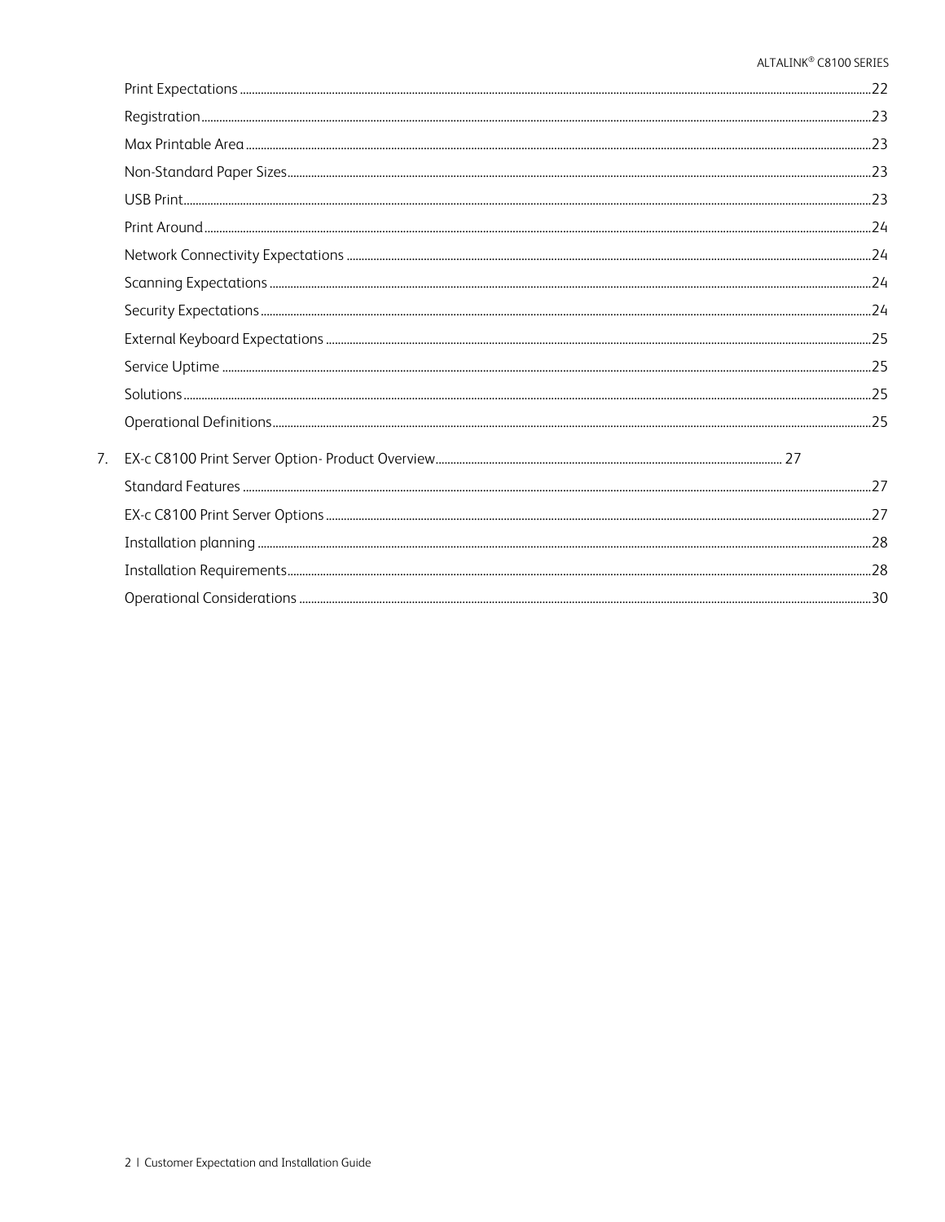Print Expectations ....................................................................................................................... 22

Registration ....................................................................................................................... 23

Max Printable Area ....................................................................................................................... 23

Non-Standard Paper Sizes ....................................................................................................................... 23

USB Print ....................................................................................................................... 23

Print Around ....................................................................................................................... 24

Network Connectivity Expectations ....................................................................................................................... 24

Scanning Expectations ....................................................................................................................... 24

Security Expectations ....................................................................................................................... 24

External Keyboard Expectations ....................................................................................................................... 25

Service Uptime ....................................................................................................................... 25

Solutions ....................................................................................................................... 25

Operational Definitions ....................................................................................................................... 25

7. EX-c C8100 Print Server Option- Product Overview ....................................................................................................................... 27

Standard Features ....................................................................................................................... 27

EX-c C8100 Print Server Options ....................................................................................................................... 27

Installation planning ....................................................................................................................... 28

Installation Requirements ....................................................................................................................... 28

Operational Considerations ....................................................................................................................... 30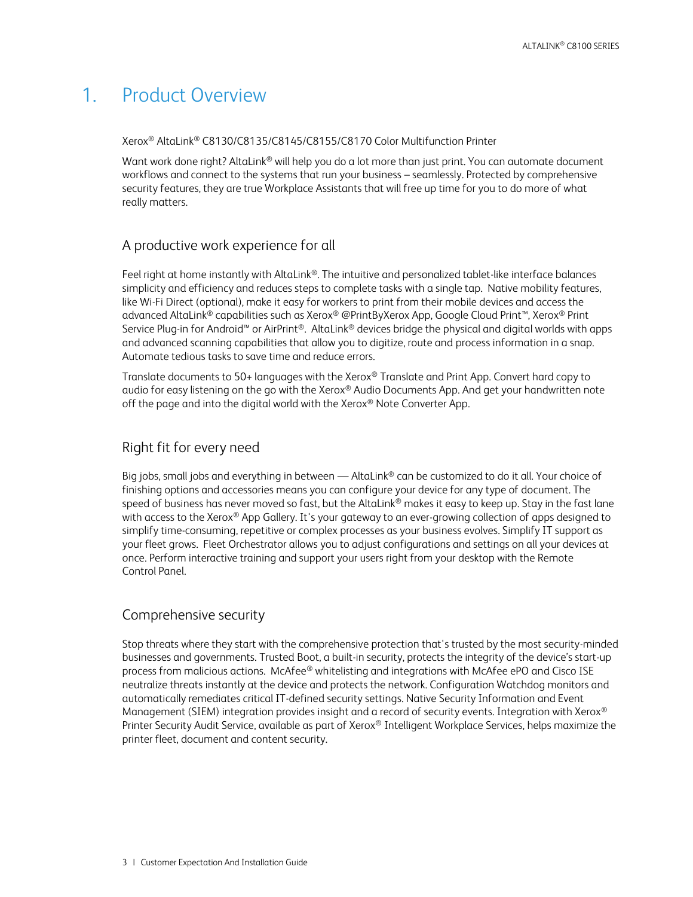# 1. Product Overview

Xerox® AltaLink® C8130/C8135/C8145/C8155/C8170 Color Multifunction Printer

Want work done right? AltaLink® will help you do a lot more than just print. You can automate document workflows and connect to the systems that run your business – seamlessly. Protected by comprehensive security features, they are true Workplace Assistants that will free up time for you to do more of what really matters.

## A productive work experience for all

Feel right at home instantly with AltaLink®. The intuitive and personalized tablet-like interface balances simplicity and efficiency and reduces steps to complete tasks with a single tap. Native mobility features, like Wi-Fi Direct (optional), make it easy for workers to print from their mobile devices and access the advanced AltaLink® capabilities such as Xerox® @PrintByXerox App, Google Cloud Print™, Xerox® Print Service Plug-in for Android™ or AirPrint®. AltaLink® devices bridge the physical and digital worlds with apps and advanced scanning capabilities that allow you to digitize, route and process information in a snap. Automate tedious tasks to save time and reduce errors.

Translate documents to 50+ languages with the Xerox® Translate and Print App. Convert hard copy to audio for easy listening on the go with the Xerox® Audio Documents App. And get your handwritten note off the page and into the digital world with the Xerox® Note Converter App.

## Right fit for every need

Big jobs, small jobs and everything in between — AltaLink® can be customized to do it all. Your choice of finishing options and accessories means you can configure your device for any type of document. The speed of business has never moved so fast, but the AltaLink® makes it easy to keep up. Stay in the fast lane with access to the Xerox® App Gallery. It's your gateway to an ever-growing collection of apps designed to simplify time-consuming, repetitive or complex processes as your business evolves. Simplify IT support as your fleet grows. Fleet Orchestrator allows you to adjust configurations and settings on all your devices at once. Perform interactive training and support your users right from your desktop with the Remote Control Panel.

## Comprehensive security

Stop threats where they start with the comprehensive protection that's trusted by the most security-minded businesses and governments. Trusted Boot, a built-in security, protects the integrity of the device's start-up process from malicious actions. McAfee® whitelisting and integrations with McAfee ePO and Cisco ISE neutralize threats instantly at the device and protects the network. Configuration Watchdog monitors and automatically remediates critical IT-defined security settings. Native Security Information and Event Management (SIEM) integration provides insight and a record of security events. Integration with Xerox® Printer Security Audit Service, available as part of Xerox® Intelligent Workplace Services, helps maximize the printer fleet, document and content security.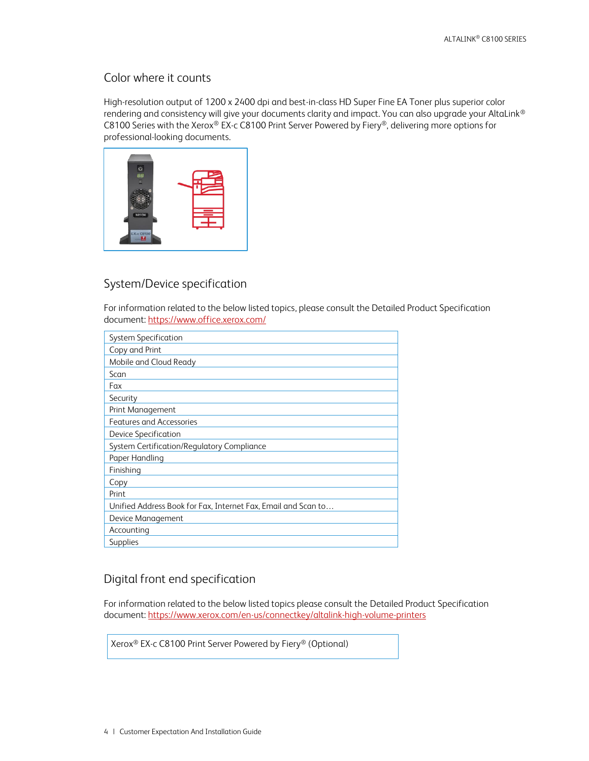## Color where it counts

High-resolution output of 1200 x 2400 dpi and best-in-class HD Super Fine EA Toner plus superior color rendering and consistency will give your documents clarity and impact. You can also upgrade your AltaLink® C8100 Series with the Xerox® EX-c C8100 Print Server Powered by Fiery®, delivering more options for professional-looking documents.

## System/Device specification

For information related to the below listed topics, please consult the Detailed Product Specification document: https://www.office.xerox.com/

| System Specification |
|---|
| Copy and Print |
| Mobile and Cloud Ready |
| Scan |
| Fax |
| Security |
| Print Management |
| Features and Accessories |
| Device Specification |
| System Certification/Regulatory Compliance |
| Paper Handling |
| Finishing |
| Copy |
| Print |
| Unified Address Book for Fax, Internet Fax, Email and Scan to… |
| Device Management |
| Accounting |
| Supplies |

## Digital front end specification

For information related to the below listed topics please consult the Detailed Product Specification document: https://www.xerox.com/en-us/connectkey/altalink-high-volume-printers

| Xerox® EX-c C8100 Print Server Powered by Fiery® (Optional) |
|---|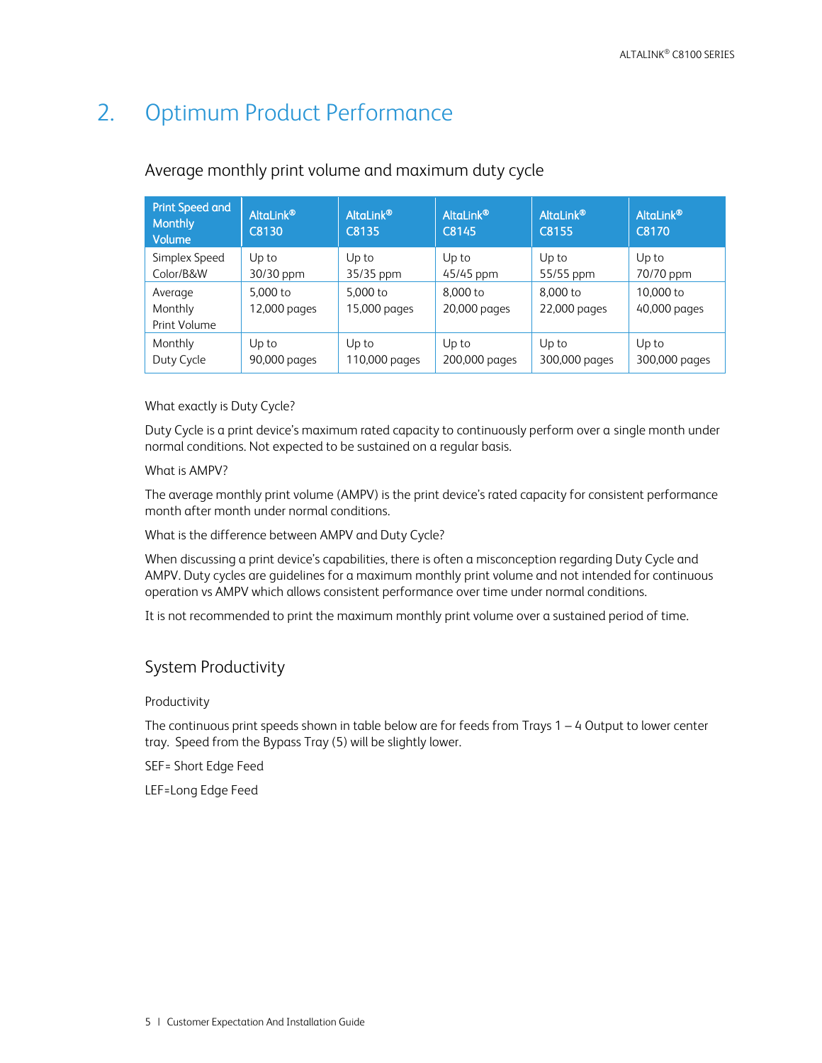# 2. Optimum Product Performance

## Average monthly print volume and maximum duty cycle

| Print Speed and Monthly Volume | AltaLink® C8130 | AltaLink® C8135 | AltaLink® C8145 | AltaLink® C8155 | AltaLink® C8170 |
|---|---|---|---|---|---|
| Simplex Speed Color/B&W | Up to 30/30 ppm | Up to 35/35 ppm | Up to 45/45 ppm | Up to 55/55 ppm | Up to 70/70 ppm |
| Average Monthly Print Volume | 5,000 to 12,000 pages | 5,000 to 15,000 pages | 8,000 to 20,000 pages | 8,000 to 22,000 pages | 10,000 to 40,000 pages |
| Monthly Duty Cycle | Up to 90,000 pages | Up to 110,000 pages | Up to 200,000 pages | Up to 300,000 pages | Up to 300,000 pages |

What exactly is Duty Cycle?

Duty Cycle is a print device's maximum rated capacity to continuously perform over a single month under normal conditions. Not expected to be sustained on a regular basis.

What is AMPV?

The average monthly print volume (AMPV) is the print device's rated capacity for consistent performance month after month under normal conditions.

What is the difference between AMPV and Duty Cycle?

When discussing a print device's capabilities, there is often a misconception regarding Duty Cycle and AMPV. Duty cycles are guidelines for a maximum monthly print volume and not intended for continuous operation vs AMPV which allows consistent performance over time under normal conditions.

It is not recommended to print the maximum monthly print volume over a sustained period of time.

## System Productivity

Productivity

The continuous print speeds shown in table below are for feeds from Trays 1 – 4 Output to lower center tray. Speed from the Bypass Tray (5) will be slightly lower.

SEF= Short Edge Feed

LEF=Long Edge Feed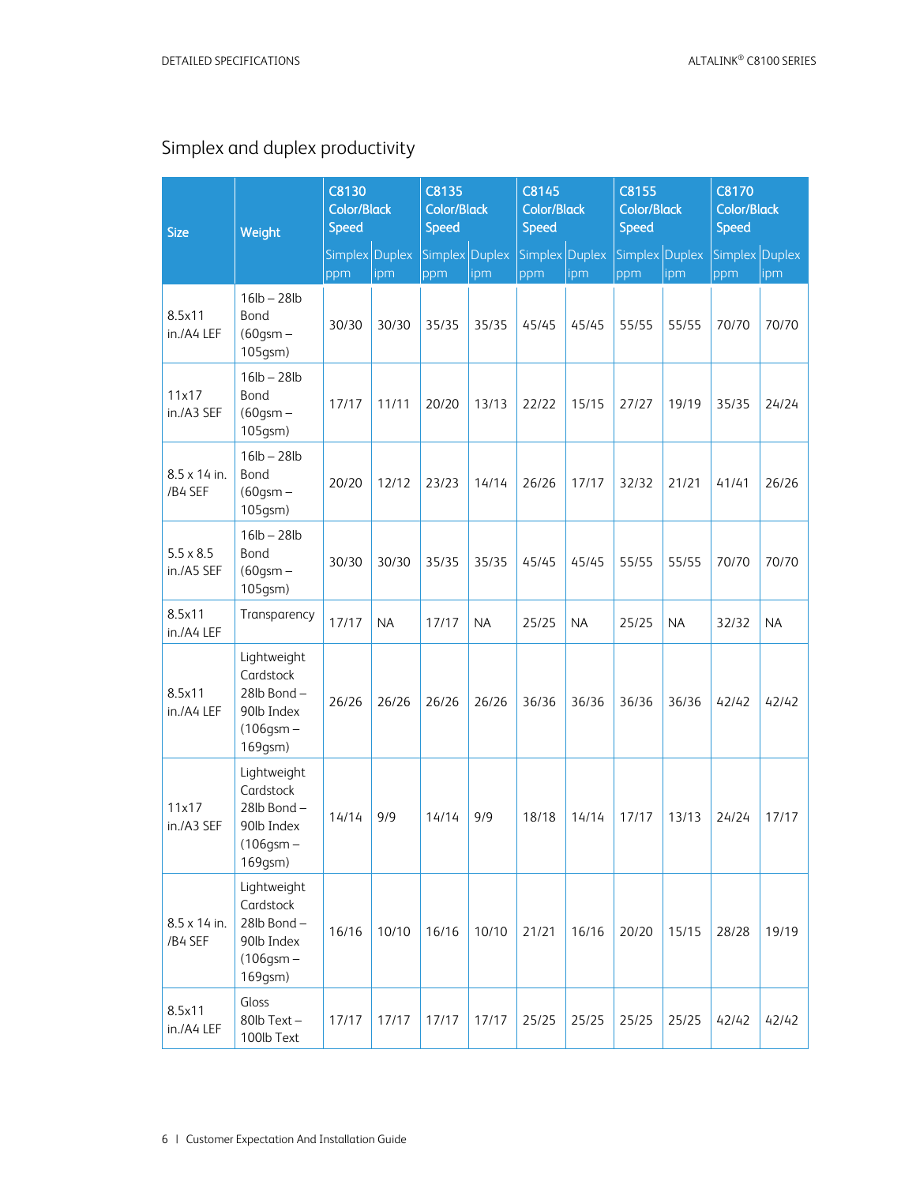## Simplex and duplex productivity

| Size | Weight | C8130 Color/Black Speed | | C8135 Color/Black Speed | | C8145 Color/Black Speed | | C8155 Color/Black Speed | | C8170 Color/Black Speed | |
|---|---|---|---|---|---|---|---|---|---|---|---|
| | | Simplex ppm | Duplex ipm | Simplex ppm | Duplex ipm | Simplex ppm | Duplex ipm | Simplex ppm | Duplex ipm | Simplex ppm | Duplex ipm |
| 8.5x11 in./A4 LEF | 16lb – 28lb Bond (60gsm – 105gsm) | 30/30 | 30/30 | 35/35 | 35/35 | 45/45 | 45/45 | 55/55 | 55/55 | 70/70 | 70/70 |
| 11x17 in./A3 SEF | 16lb – 28lb Bond (60gsm – 105gsm) | 17/17 | 11/11 | 20/20 | 13/13 | 22/22 | 15/15 | 27/27 | 19/19 | 35/35 | 24/24 |
| 8.5 x 14 in. /B4 SEF | 16lb – 28lb Bond (60gsm – 105gsm) | 20/20 | 12/12 | 23/23 | 14/14 | 26/26 | 17/17 | 32/32 | 21/21 | 41/41 | 26/26 |
| 5.5 x 8.5 in./A5 SEF | 16lb – 28lb Bond (60gsm – 105gsm) | 30/30 | 30/30 | 35/35 | 35/35 | 45/45 | 45/45 | 55/55 | 55/55 | 70/70 | 70/70 |
| 8.5x11 in./A4 LEF | Transparency | 17/17 | NA | 17/17 | NA | 25/25 | NA | 25/25 | NA | 32/32 | NA |
| 8.5x11 in./A4 LEF | Lightweight Cardstock 28lb Bond – 90lb Index (106gsm – 169gsm) | 26/26 | 26/26 | 26/26 | 26/26 | 36/36 | 36/36 | 36/36 | 36/36 | 42/42 | 42/42 |
| 11x17 in./A3 SEF | Lightweight Cardstock 28lb Bond – 90lb Index (106gsm – 169gsm) | 14/14 | 9/9 | 14/14 | 9/9 | 18/18 | 14/14 | 17/17 | 13/13 | 24/24 | 17/17 |
| 8.5 x 14 in. /B4 SEF | Lightweight Cardstock 28lb Bond – 90lb Index (106gsm – 169gsm) | 16/16 | 10/10 | 16/16 | 10/10 | 21/21 | 16/16 | 20/20 | 15/15 | 28/28 | 19/19 |
| 8.5x11 in./A4 LEF | Gloss 80lb Text – 100lb Text | 17/17 | 17/17 | 17/17 | 17/17 | 25/25 | 25/25 | 25/25 | 25/25 | 42/42 | 42/42 |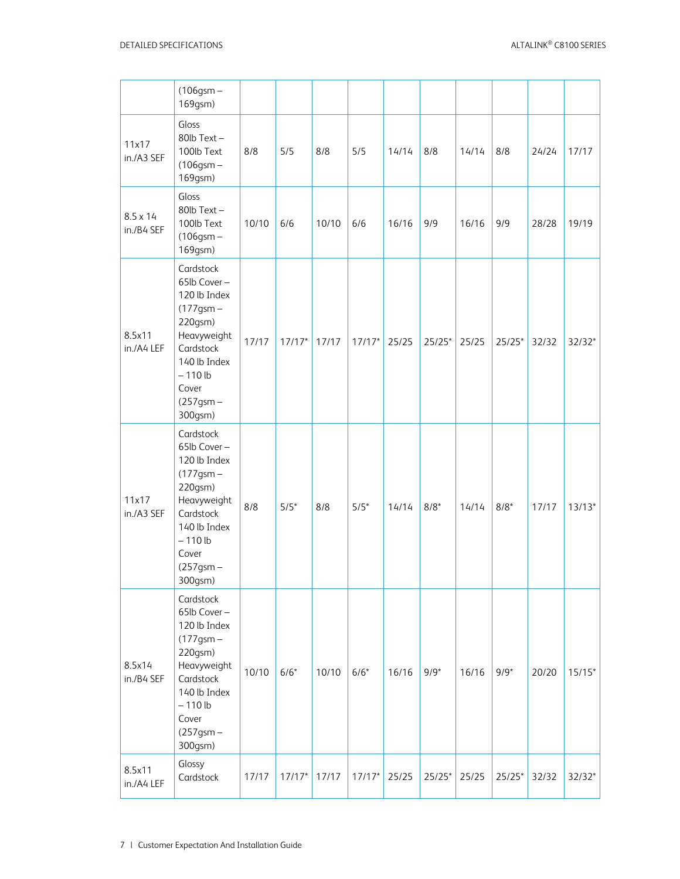| | | | | | | | | | | | |
|---|---|---|---|---|---|---|---|---|---|---|---|
| | (106gsm – 169gsm) | | | | | | | | | | |
| 11x17 in./A3 SEF | Gloss 80lb Text – 100lb Text (106gsm – 169gsm) | 8/8 | 5/5 | 8/8 | 5/5 | 14/14 | 8/8 | 14/14 | 8/8 | 24/24 | 17/17 |
| 8.5 x 14 in./B4 SEF | Gloss 80lb Text – 100lb Text (106gsm – 169gsm) | 10/10 | 6/6 | 10/10 | 6/6 | 16/16 | 9/9 | 16/16 | 9/9 | 28/28 | 19/19 |
| 8.5x11 in./A4 LEF | Cardstock 65lb Cover – 120 lb Index (177gsm – 220gsm) Heavyweight Cardstock 140 lb Index – 110 lb Cover (257gsm – 300gsm) | 17/17 | 17/17* | 17/17 | 17/17* | 25/25 | 25/25* | 25/25 | 25/25* | 32/32 | 32/32* |
| 11x17 in./A3 SEF | Cardstock 65lb Cover – 120 lb Index (177gsm – 220gsm) Heavyweight Cardstock 140 lb Index – 110 lb Cover (257gsm – 300gsm) | 8/8 | 5/5* | 8/8 | 5/5* | 14/14 | 8/8* | 14/14 | 8/8* | 17/17 | 13/13* |
| 8.5x14 in./B4 SEF | Cardstock 65lb Cover – 120 lb Index (177gsm – 220gsm) Heavyweight Cardstock 140 lb Index – 110 lb Cover (257gsm – 300gsm) | 10/10 | 6/6* | 10/10 | 6/6* | 16/16 | 9/9* | 16/16 | 9/9* | 20/20 | 15/15* |
| 8.5x11 in./A4 LEF | Glossy Cardstock | 17/17 | 17/17* | 17/17 | 17/17* | 25/25 | 25/25* | 25/25 | 25/25* | 32/32 | 32/32* |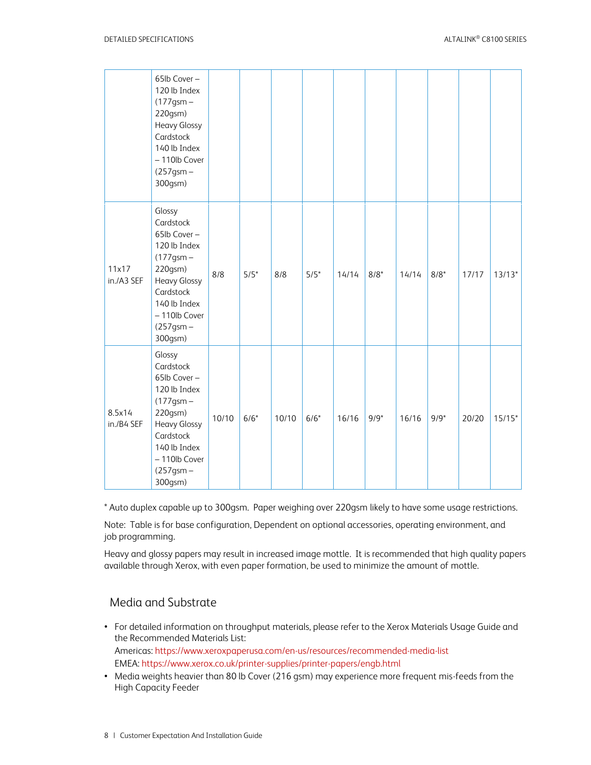| | | | | | | | | | | | |
|---|---|---|---|---|---|---|---|---|---|---|---|
| | 65lb Cover – 120 lb Index (177gsm – 220gsm) Heavy Glossy Cardstock 140 lb Index – 110lb Cover (257gsm – 300gsm) | | | | | | | | | | |
| 11x17 in./A3 SEF | Glossy Cardstock 65lb Cover – 120 lb Index (177gsm – 220gsm) Heavy Glossy Cardstock 140 lb Index – 110lb Cover (257gsm – 300gsm) | 8/8 | 5/5* | 8/8 | 5/5* | 14/14 | 8/8* | 14/14 | 8/8* | 17/17 | 13/13* |
| 8.5x14 in./B4 SEF | Glossy Cardstock 65lb Cover – 120 lb Index (177gsm – 220gsm) Heavy Glossy Cardstock 140 lb Index – 110lb Cover (257gsm – 300gsm) | 10/10 | 6/6* | 10/10 | 6/6* | 16/16 | 9/9* | 16/16 | 9/9* | 20/20 | 15/15* |

* Auto duplex capable up to 300gsm. Paper weighing over 220gsm likely to have some usage restrictions.

Note: Table is for base configuration, Dependent on optional accessories, operating environment, and job programming.

Heavy and glossy papers may result in increased image mottle. It is recommended that high quality papers available through Xerox, with even paper formation, be used to minimize the amount of mottle.

## Media and Substrate

- For detailed information on throughput materials, please refer to the Xerox Materials Usage Guide and the Recommended Materials List:
  Americas: https://www.xeroxpaperusa.com/en-us/resources/recommended-media-list
  EMEA: https://www.xerox.co.uk/printer-supplies/printer-papers/engb.html
- Media weights heavier than 80 lb Cover (216 gsm) may experience more frequent mis-feeds from the High Capacity Feeder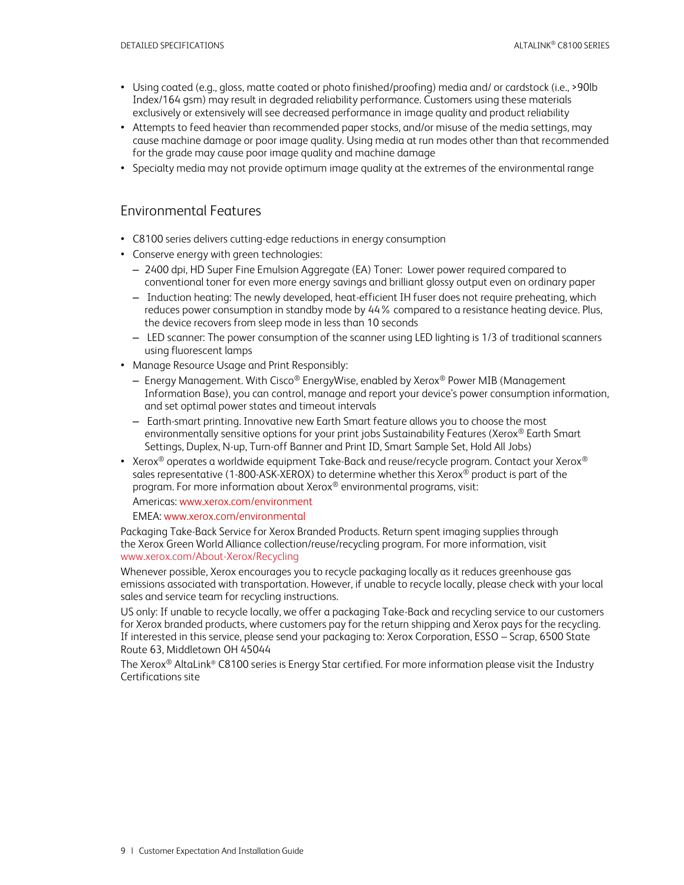- Using coated (e.g., gloss, matte coated or photo finished/proofing) media and/ or cardstock (i.e., >90lb Index/164 gsm) may result in degraded reliability performance. Customers using these materials exclusively or extensively will see decreased performance in image quality and product reliability
- Attempts to feed heavier than recommended paper stocks, and/or misuse of the media settings, may cause machine damage or poor image quality. Using media at run modes other than that recommended for the grade may cause poor image quality and machine damage
- Specialty media may not provide optimum image quality at the extremes of the environmental range

## Environmental Features

- C8100 series delivers cutting-edge reductions in energy consumption
- Conserve energy with green technologies:
  - 2400 dpi, HD Super Fine Emulsion Aggregate (EA) Toner: Lower power required compared to conventional toner for even more energy savings and brilliant glossy output even on ordinary paper
  - Induction heating: The newly developed, heat-efficient IH fuser does not require preheating, which reduces power consumption in standby mode by 44% compared to a resistance heating device. Plus, the device recovers from sleep mode in less than 10 seconds
  - LED scanner: The power consumption of the scanner using LED lighting is 1/3 of traditional scanners using fluorescent lamps
- Manage Resource Usage and Print Responsibly:
  - Energy Management. With Cisco® EnergyWise, enabled by Xerox® Power MIB (Management Information Base), you can control, manage and report your device's power consumption information, and set optimal power states and timeout intervals
  - Earth-smart printing. Innovative new Earth Smart feature allows you to choose the most environmentally sensitive options for your print jobs Sustainability Features (Xerox® Earth Smart Settings, Duplex, N-up, Turn-off Banner and Print ID, Smart Sample Set, Hold All Jobs)
- Xerox® operates a worldwide equipment Take-Back and reuse/recycle program. Contact your Xerox® sales representative (1-800-ASK-XEROX) to determine whether this Xerox® product is part of the program. For more information about Xerox® environmental programs, visit:

  Americas: www.xerox.com/environment

  EMEA: www.xerox.com/environmental

Packaging Take-Back Service for Xerox Branded Products. Return spent imaging supplies through the Xerox Green World Alliance collection/reuse/recycling program. For more information, visit www.xerox.com/About-Xerox/Recycling

Whenever possible, Xerox encourages you to recycle packaging locally as it reduces greenhouse gas emissions associated with transportation. However, if unable to recycle locally, please check with your local sales and service team for recycling instructions.

US only: If unable to recycle locally, we offer a packaging Take-Back and recycling service to our customers for Xerox branded products, where customers pay for the return shipping and Xerox pays for the recycling. If interested in this service, please send your packaging to: Xerox Corporation, ESSO – Scrap, 6500 State Route 63, Middletown OH 45044

The Xerox® AltaLink® C8100 series is Energy Star certified. For more information please visit the Industry Certifications site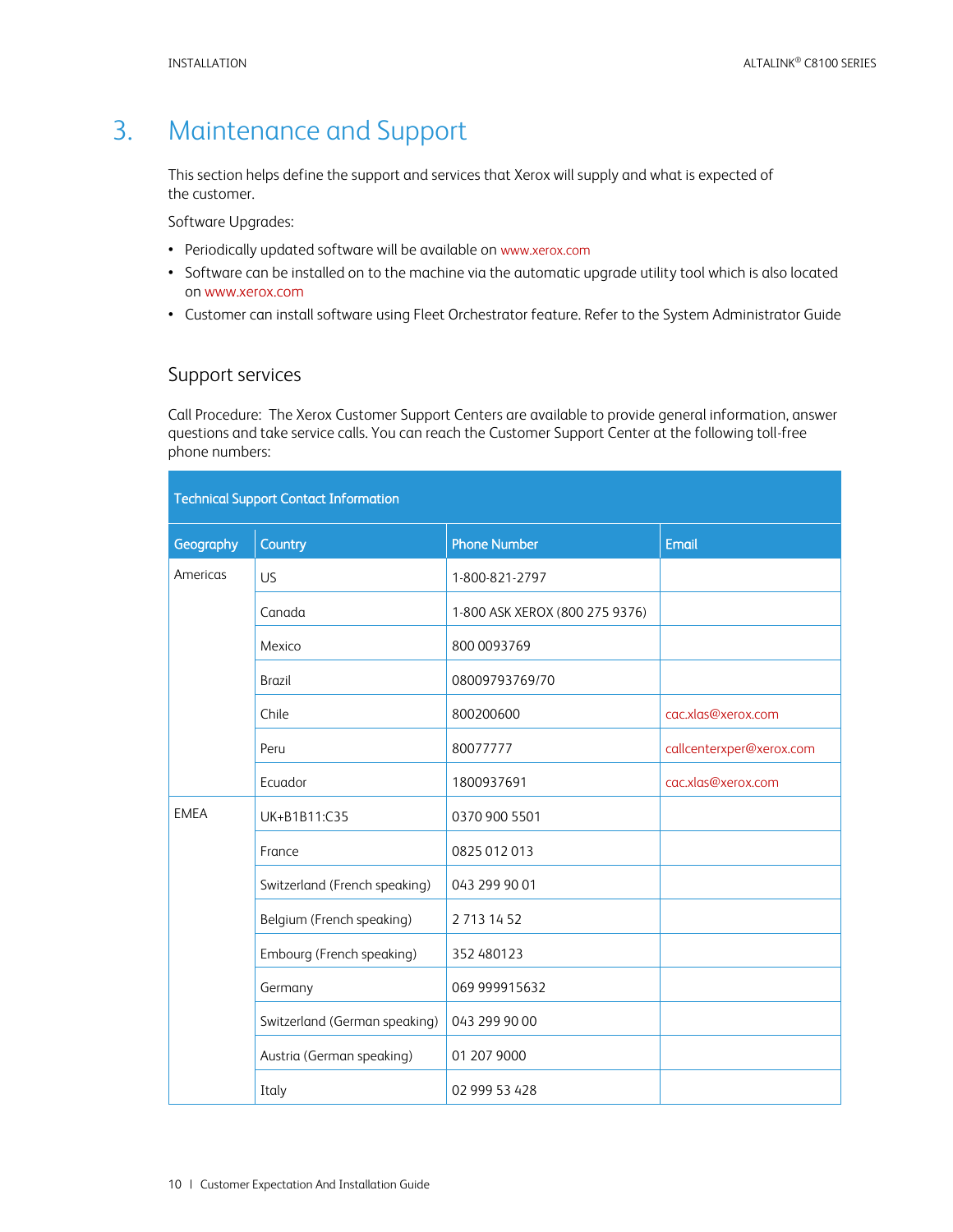# 3. Maintenance and Support

This section helps define the support and services that Xerox will supply and what is expected of the customer.

Software Upgrades:

- Periodically updated software will be available on www.xerox.com
- Software can be installed on to the machine via the automatic upgrade utility tool which is also located on www.xerox.com
- Customer can install software using Fleet Orchestrator feature. Refer to the System Administrator Guide

## Support services

Call Procedure: The Xerox Customer Support Centers are available to provide general information, answer questions and take service calls. You can reach the Customer Support Center at the following toll-free phone numbers:

| Technical Support Contact Information | | | |
|---|---|---|---|
| Geography | Country | Phone Number | Email |
| Americas | US | 1-800-821-2797 | |
| | Canada | 1-800 ASK XEROX (800 275 9376) | |
| | Mexico | 800 0093769 | |
| | Brazil | 08009793769/70 | |
| | Chile | 800200600 | cac.xlas@xerox.com |
| | Peru | 80077777 | callcenterxper@xerox.com |
| | Ecuador | 1800937691 | cac.xlas@xerox.com |
| EMEA | UK+B1B11:C35 | 0370 900 5501 | |
| | France | 0825 012 013 | |
| | Switzerland (French speaking) | 043 299 90 01 | |
| | Belgium (French speaking) | 2 713 14 52 | |
| | Embourg (French speaking) | 352 480123 | |
| | Germany | 069 999915632 | |
| | Switzerland (German speaking) | 043 299 90 00 | |
| | Austria (German speaking) | 01 207 9000 | |
| | Italy | 02 999 53 428 | |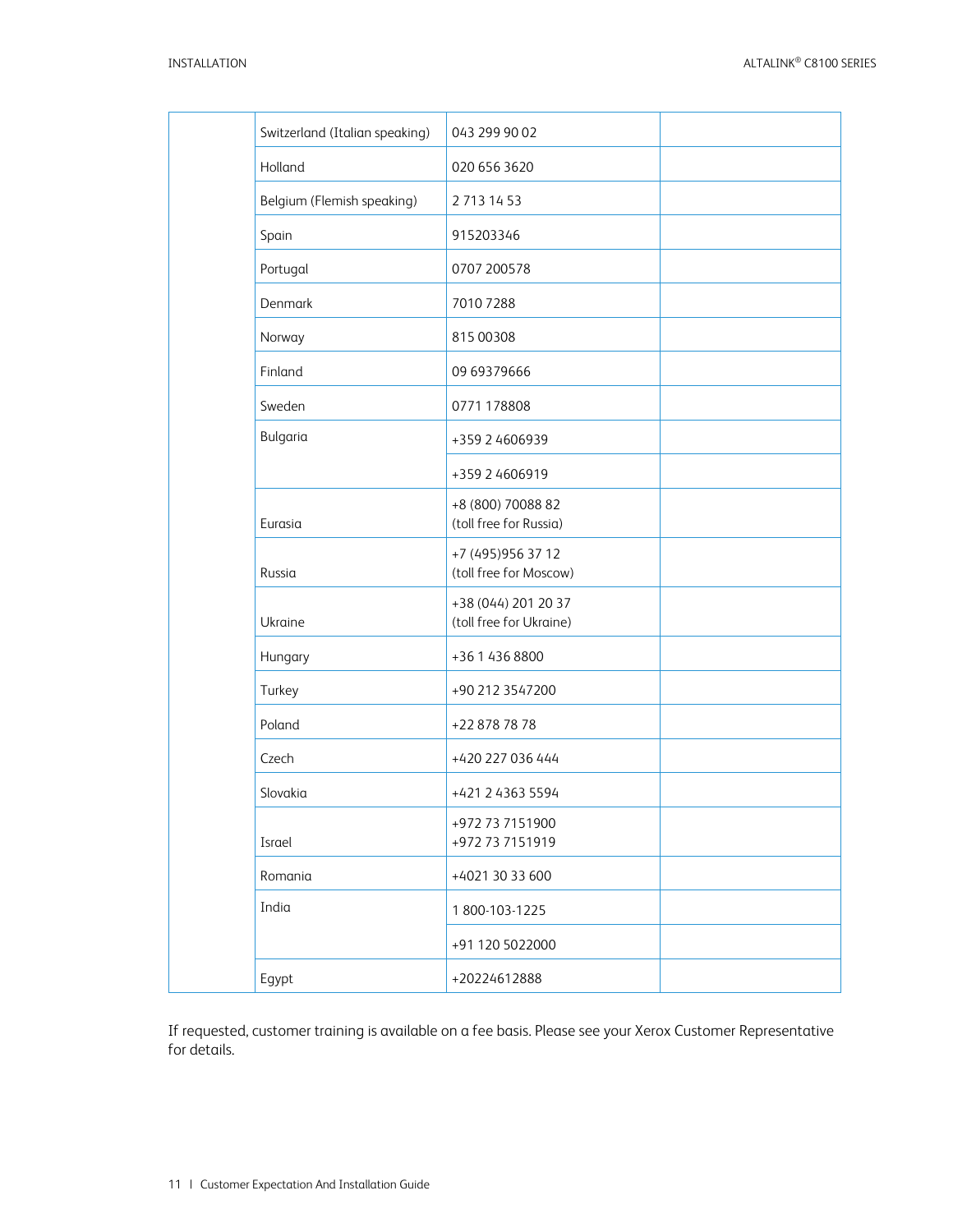| | | | |
|---|---|---|---|
| | Switzerland (Italian speaking) | 043 299 90 02 | |
| | Holland | 020 656 3620 | |
| | Belgium (Flemish speaking) | 2 713 14 53 | |
| | Spain | 915203346 | |
| | Portugal | 0707 200578 | |
| | Denmark | 7010 7288 | |
| | Norway | 815 00308 | |
| | Finland | 09 69379666 | |
| | Sweden | 0771 178808 | |
| | Bulgaria | +359 2 4606939 | |
| | | +359 2 4606919 | |
| | Eurasia | +8 (800) 70088 82 (toll free for Russia) | |
| | Russia | +7 (495)956 37 12 (toll free for Moscow) | |
| | Ukraine | +38 (044) 201 20 37 (toll free for Ukraine) | |
| | Hungary | +36 1 436 8800 | |
| | Turkey | +90 212 3547200 | |
| | Poland | +22 878 78 78 | |
| | Czech | +420 227 036 444 | |
| | Slovakia | +421 2 4363 5594 | |
| | Israel | +972 73 7151900<br>+972 73 7151919 | |
| | Romania | +4021 30 33 600 | |
| | India | 1 800-103-1225 | |
| | | +91 120 5022000 | |
| | Egypt | +20224612888 | |

If requested, customer training is available on a fee basis. Please see your Xerox Customer Representative for details.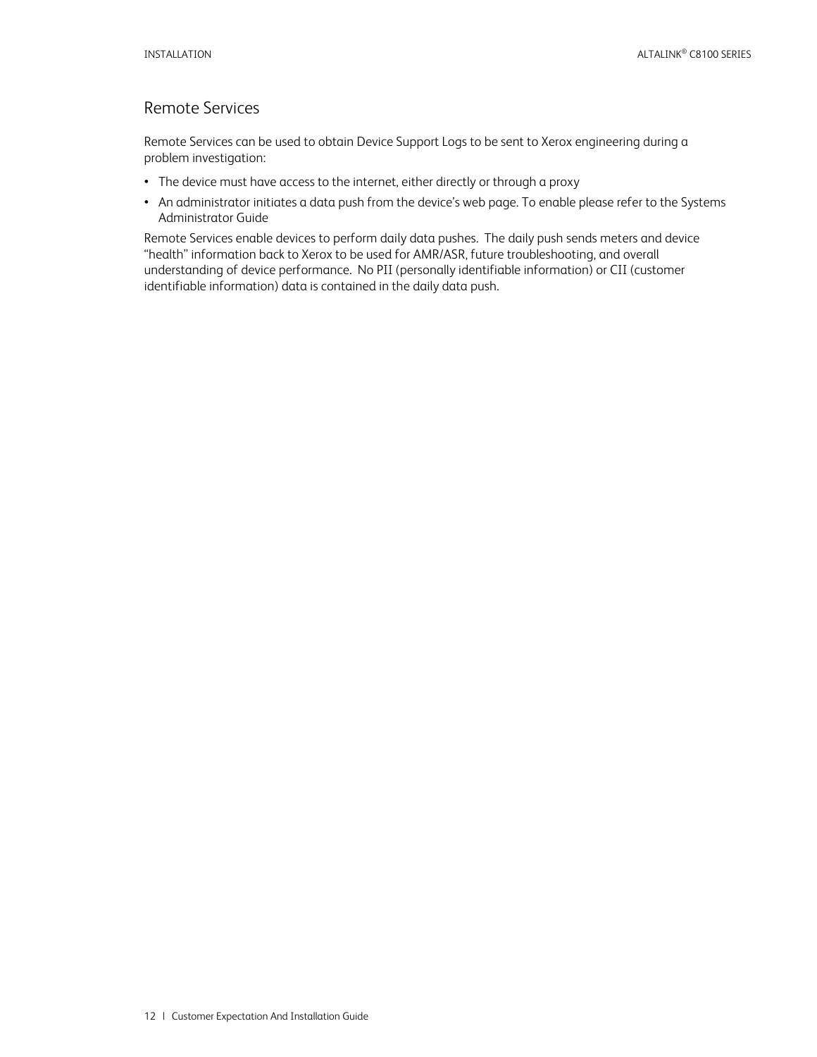## Remote Services

Remote Services can be used to obtain Device Support Logs to be sent to Xerox engineering during a problem investigation:

- The device must have access to the internet, either directly or through a proxy
- An administrator initiates a data push from the device's web page. To enable please refer to the Systems Administrator Guide

Remote Services enable devices to perform daily data pushes. The daily push sends meters and device "health" information back to Xerox to be used for AMR/ASR, future troubleshooting, and overall understanding of device performance. No PII (personally identifiable information) or CII (customer identifiable information) data is contained in the daily data push.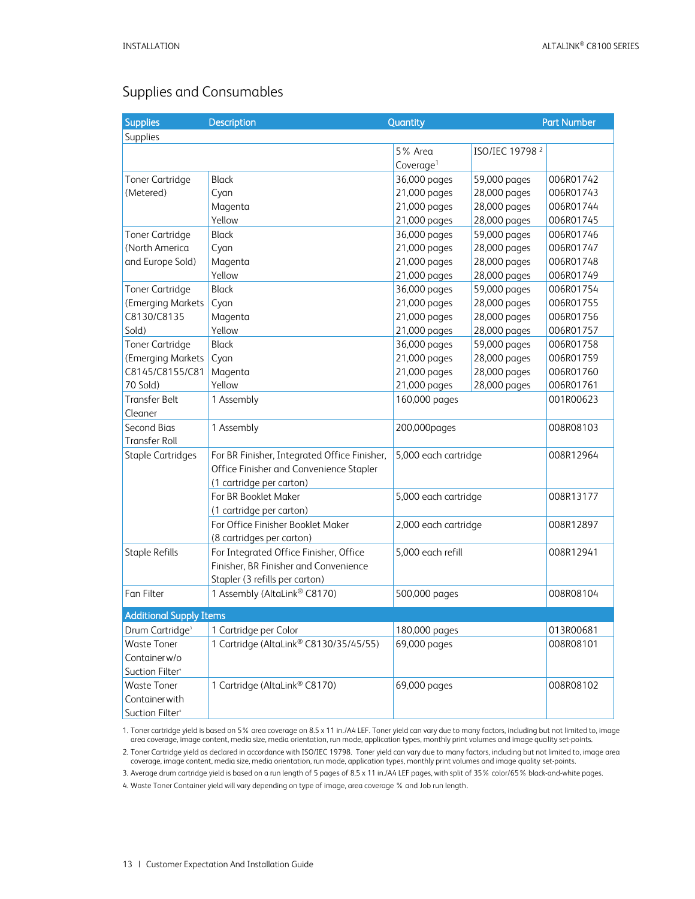## Supplies and Consumables

| Supplies | Description | Quantity | | Part Number |
|---|---|---|---|---|
| Supplies | | | | |
| | | 5% Area Coverage[1] | ISO/IEC 19798 [2] | |
| Toner Cartridge (Metered) | Black | 36,000 pages | 59,000 pages | 006R01742 |
| | Cyan | 21,000 pages | 28,000 pages | 006R01743 |
| | Magenta | 21,000 pages | 28,000 pages | 006R01744 |
| | Yellow | 21,000 pages | 28,000 pages | 006R01745 |
| Toner Cartridge (North America and Europe Sold) | Black | 36,000 pages | 59,000 pages | 006R01746 |
| | Cyan | 21,000 pages | 28,000 pages | 006R01747 |
| | Magenta | 21,000 pages | 28,000 pages | 006R01748 |
| | Yellow | 21,000 pages | 28,000 pages | 006R01749 |
| Toner Cartridge (Emerging Markets C8130/C8135 Sold) | Black | 36,000 pages | 59,000 pages | 006R01754 |
| | Cyan | 21,000 pages | 28,000 pages | 006R01755 |
| | Magenta | 21,000 pages | 28,000 pages | 006R01756 |
| | Yellow | 21,000 pages | 28,000 pages | 006R01757 |
| Toner Cartridge (Emerging Markets C8145/C8155/C8170 Sold) | Black | 36,000 pages | 59,000 pages | 006R01758 |
| | Cyan | 21,000 pages | 28,000 pages | 006R01759 |
| | Magenta | 21,000 pages | 28,000 pages | 006R01760 |
| | Yellow | 21,000 pages | 28,000 pages | 006R01761 |
| Transfer Belt Cleaner | 1 Assembly | 160,000 pages | | 001R00623 |
| Second Bias Transfer Roll | 1 Assembly | 200,000pages | | 008R08103 |
| Staple Cartridges | For BR Finisher, Integrated Office Finisher, Office Finisher and Convenience Stapler (1 cartridge per carton) | 5,000 each cartridge | | 008R12964 |
| | For BR Booklet Maker (1 cartridge per carton) | 5,000 each cartridge | | 008R13177 |
| | For Office Finisher Booklet Maker (8 cartridges per carton) | 2,000 each cartridge | | 008R12897 |
| Staple Refills | For Integrated Office Finisher, Office Finisher, BR Finisher and Convenience Stapler (3 refills per carton) | 5,000 each refill | | 008R12941 |
| Fan Filter | 1 Assembly (AltaLink® C8170) | 500,000 pages | | 008R08104 |
| **Additional Supply Items** | | | | |
| Drum Cartridge[3] | 1 Cartridge per Color | 180,000 pages | | 013R00681 |
| Waste Toner Container w/o Suction Filter[4] | 1 Cartridge (AltaLink® C8130/35/45/55) | 69,000 pages | | 008R08101 |
| Waste Toner Container with Suction Filter[4] | 1 Cartridge (AltaLink® C8170) | 69,000 pages | | 008R08102 |

1. Toner cartridge yield is based on 5% area coverage on 8.5 x 11 in./A4 LEF. Toner yield can vary due to many factors, including but not limited to, image area coverage, image content, media size, media orientation, run mode, application types, monthly print volumes and image quality set-points.
2. Toner Cartridge yield as declared in accordance with ISO/IEC 19798. Toner yield can vary due to many factors, including but not limited to, image area coverage, image content, media size, media orientation, run mode, application types, monthly print volumes and image quality set-points.
3. Average drum cartridge yield is based on a run length of 5 pages of 8.5 x 11 in./A4 LEF pages, with split of 35% color/65% black-and-white pages.
4. Waste Toner Container yield will vary depending on type of image, area coverage % and Job run length.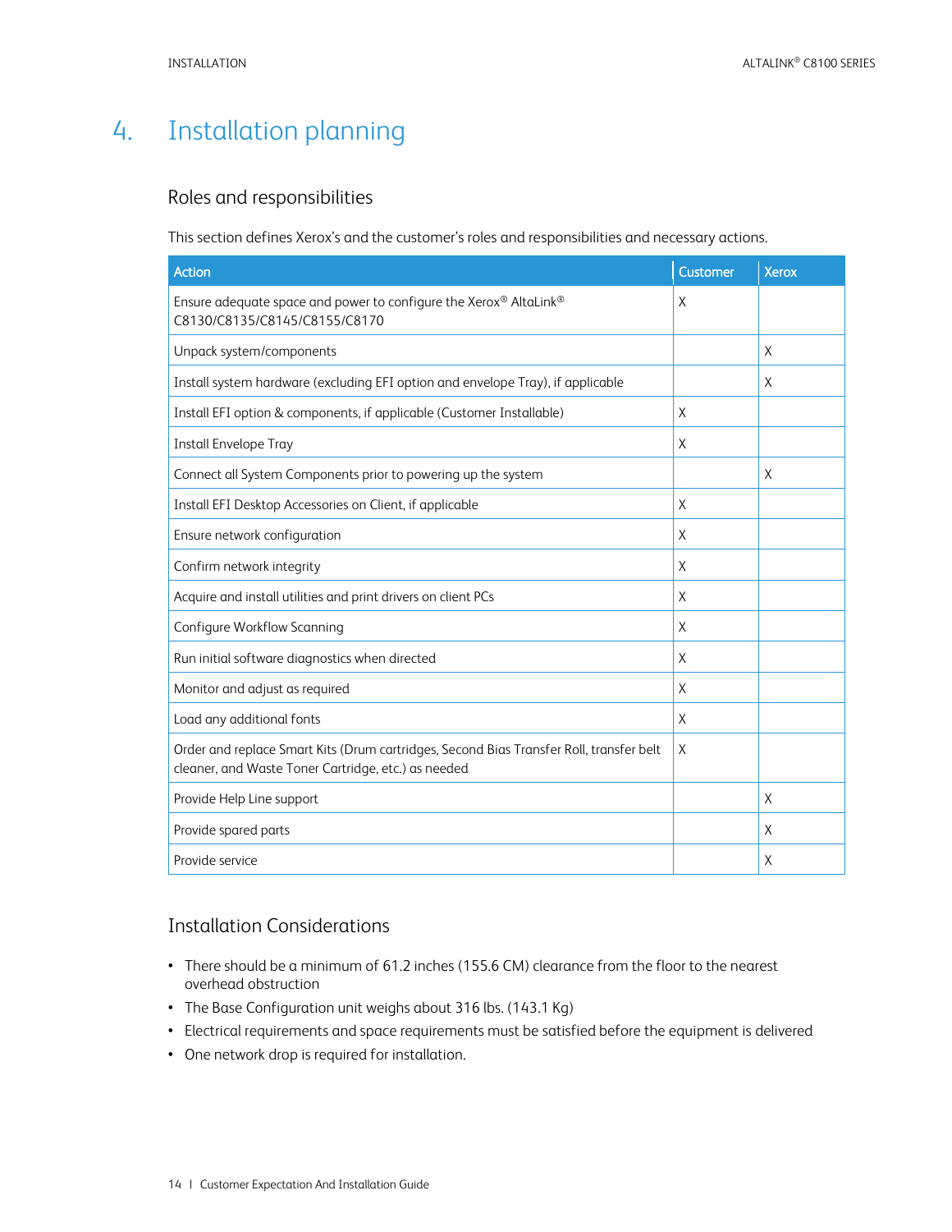# 4. Installation planning

## Roles and responsibilities

This section defines Xerox's and the customer's roles and responsibilities and necessary actions.

| Action | Customer | Xerox |
|---|---|---|
| Ensure adequate space and power to configure the Xerox® AltaLink® C8130/C8135/C8145/C8155/C8170 | X | |
| Unpack system/components | | X |
| Install system hardware (excluding EFI option and envelope Tray), if applicable | | X |
| Install EFI option & components, if applicable (Customer Installable) | X | |
| Install Envelope Tray | X | |
| Connect all System Components prior to powering up the system | | X |
| Install EFI Desktop Accessories on Client, if applicable | X | |
| Ensure network configuration | X | |
| Confirm network integrity | X | |
| Acquire and install utilities and print drivers on client PCs | X | |
| Configure Workflow Scanning | X | |
| Run initial software diagnostics when directed | X | |
| Monitor and adjust as required | X | |
| Load any additional fonts | X | |
| Order and replace Smart Kits (Drum cartridges, Second Bias Transfer Roll, transfer belt cleaner, and Waste Toner Cartridge, etc.) as needed | X | |
| Provide Help Line support | | X |
| Provide spared parts | | X |
| Provide service | | X |

## Installation Considerations

- There should be a minimum of 61.2 inches (155.6 CM) clearance from the floor to the nearest overhead obstruction
- The Base Configuration unit weighs about 316 lbs. (143.1 Kg)
- Electrical requirements and space requirements must be satisfied before the equipment is delivered
- One network drop is required for installation.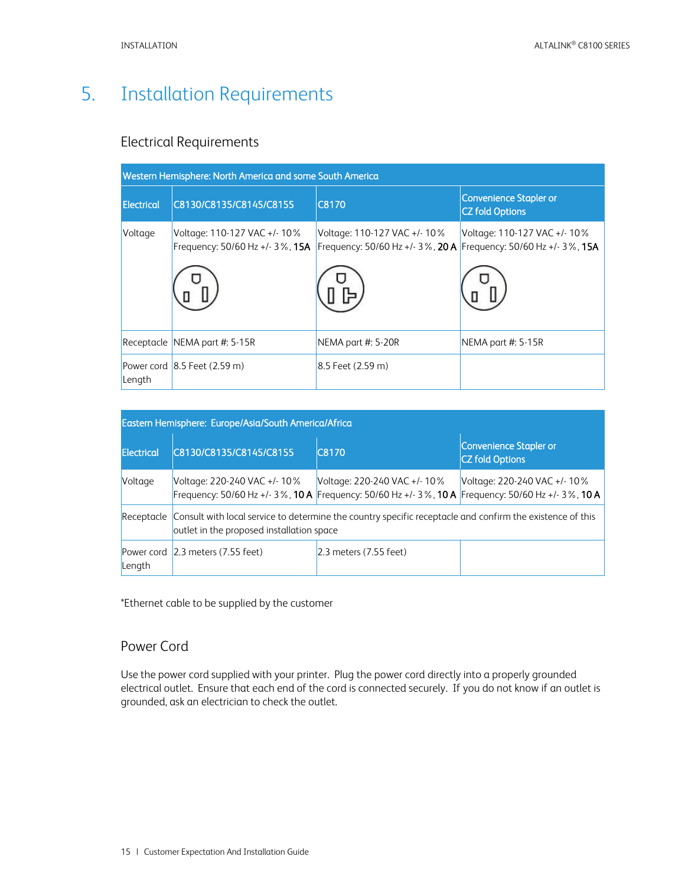# 5. Installation Requirements

## Electrical Requirements

| Western Hemisphere: North America and some South America | | | |
|---|---|---|---|
| Electrical | C8130/C8135/C8145/C8155 | C8170 | Convenience Stapler or CZ fold Options |
| Voltage | Voltage: 110-127 VAC +/- 10% Frequency: 50/60 Hz +/- 3%, **15A** | Voltage: 110-127 VAC +/- 10% Frequency: 50/60 Hz +/- 3%, **20 A** | Voltage: 110-127 VAC +/- 10% Frequency: 50/60 Hz +/- 3%, **15A** |
| Receptacle | NEMA part #: 5-15R | NEMA part #: 5-20R | NEMA part #: 5-15R |
| Power cord Length | 8.5 Feet (2.59 m) | 8.5 Feet (2.59 m) | |

| Eastern Hemisphere: Europe/Asia/South America/Africa | | | |
|---|---|---|---|
| Electrical | C8130/C8135/C8145/C8155 | C8170 | Convenience Stapler or CZ fold Options |
| Voltage | Voltage: 220-240 VAC +/- 10% Frequency: 50/60 Hz +/- 3%, **10 A** | Voltage: 220-240 VAC +/- 10% Frequency: 50/60 Hz +/- 3%, **10 A** | Voltage: 220-240 VAC +/- 10% Frequency: 50/60 Hz +/- 3%, **10 A** |
| Receptacle | Consult with local service to determine the country specific receptacle and confirm the existence of this outlet in the proposed installation space | | |
| Power cord Length | 2.3 meters (7.55 feet) | 2.3 meters (7.55 feet) | |

*Ethernet cable to be supplied by the customer

## Power Cord

Use the power cord supplied with your printer. Plug the power cord directly into a properly grounded electrical outlet. Ensure that each end of the cord is connected securely. If you do not know if an outlet is grounded, ask an electrician to check the outlet.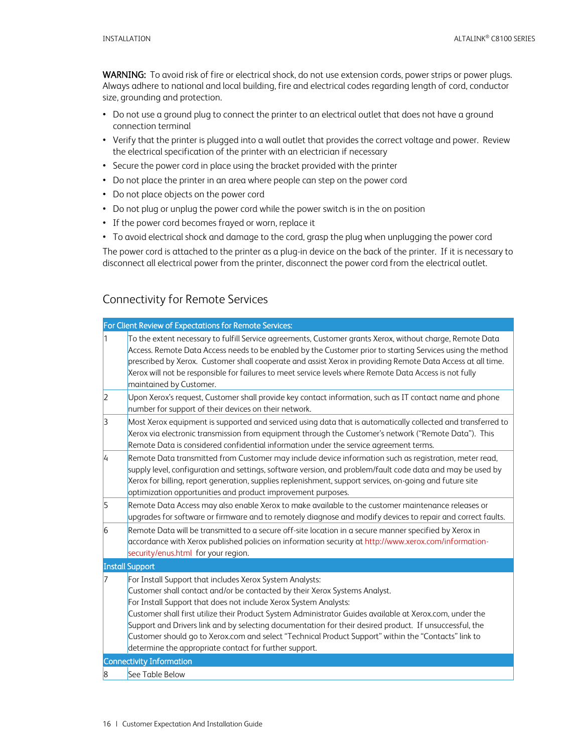**WARNING:** To avoid risk of fire or electrical shock, do not use extension cords, power strips or power plugs. Always adhere to national and local building, fire and electrical codes regarding length of cord, conductor size, grounding and protection.

- Do not use a ground plug to connect the printer to an electrical outlet that does not have a ground connection terminal
- Verify that the printer is plugged into a wall outlet that provides the correct voltage and power. Review the electrical specification of the printer with an electrician if necessary
- Secure the power cord in place using the bracket provided with the printer
- Do not place the printer in an area where people can step on the power cord
- Do not place objects on the power cord
- Do not plug or unplug the power cord while the power switch is in the on position
- If the power cord becomes frayed or worn, replace it
- To avoid electrical shock and damage to the cord, grasp the plug when unplugging the power cord

The power cord is attached to the printer as a plug-in device on the back of the printer. If it is necessary to disconnect all electrical power from the printer, disconnect the power cord from the electrical outlet.

## Connectivity for Remote Services

| For Client Review of Expectations for Remote Services: | |
|---|---|
| 1 | To the extent necessary to fulfill Service agreements, Customer grants Xerox, without charge, Remote Data Access. Remote Data Access needs to be enabled by the Customer prior to starting Services using the method prescribed by Xerox. Customer shall cooperate and assist Xerox in providing Remote Data Access at all time. Xerox will not be responsible for failures to meet service levels where Remote Data Access is not fully maintained by Customer. |
| 2 | Upon Xerox's request, Customer shall provide key contact information, such as IT contact name and phone number for support of their devices on their network. |
| 3 | Most Xerox equipment is supported and serviced using data that is automatically collected and transferred to Xerox via electronic transmission from equipment through the Customer's network ("Remote Data"). This Remote Data is considered confidential information under the service agreement terms. |
| 4 | Remote Data transmitted from Customer may include device information such as registration, meter read, supply level, configuration and settings, software version, and problem/fault code data and may be used by Xerox for billing, report generation, supplies replenishment, support services, on-going and future site optimization opportunities and product improvement purposes. |
| 5 | Remote Data Access may also enable Xerox to make available to the customer maintenance releases or upgrades for software or firmware and to remotely diagnose and modify devices to repair and correct faults. |
| 6 | Remote Data will be transmitted to a secure off-site location in a secure manner specified by Xerox in accordance with Xerox published policies on information security at http://www.xerox.com/information-security/enus.html for your region. |
| **Install Support** | |
| 7 | For Install Support that includes Xerox System Analysts:<br>Customer shall contact and/or be contacted by their Xerox Systems Analyst.<br>For Install Support that does not include Xerox System Analysts:<br>Customer shall first utilize their Product System Administrator Guides available at Xerox.com, under the Support and Drivers link and by selecting documentation for their desired product. If unsuccessful, the Customer should go to Xerox.com and select "Technical Product Support" within the "Contacts" link to determine the appropriate contact for further support. |
| **Connectivity Information** | |
| 8 | See Table Below |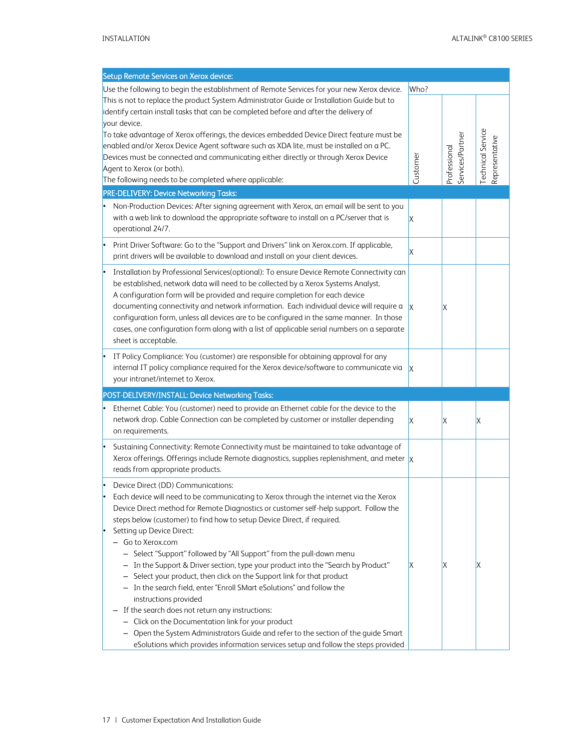| Setup Remote Services on Xerox device: | | | |
|---|---|---|---|
| Use the following to begin the establishment of Remote Services for your new Xerox device. This is not to replace the product System Administrator Guide or Installation Guide but to identify certain install tasks that can be completed before and after the delivery of your device.<br>To take advantage of Xerox offerings, the devices embedded Device Direct feature must be enabled and/or Xerox Device Agent software such as XDA lite, must be installed on a PC. Devices must be connected and communicating either directly or through Xerox Device Agent to Xerox (or both).<br>The following needs to be completed where applicable: | Who?<br>Customer | Professional Services/Partner | Technical Service Representative |
| **PRE-DELIVERY: Device Networking Tasks:** | | | |
| • Non-Production Devices: After signing agreement with Xerox, an email will be sent to you with a web link to download the appropriate software to install on a PC/server that is operational 24/7. | X | | |
| • Print Driver Software: Go to the "Support and Drivers" link on Xerox.com. If applicable, print drivers will be available to download and install on your client devices. | X | | |
| • Installation by Professional Services(optional): To ensure Device Remote Connectivity can be established, network data will need to be collected by a Xerox Systems Analyst. A configuration form will be provided and require completion for each device documenting connectivity and network information. Each individual device will require a configuration form, unless all devices are to be configured in the same manner. In those cases, one configuration form along with a list of applicable serial numbers on a separate sheet is acceptable. | X | X | |
| • IT Policy Compliance: You (customer) are responsible for obtaining approval for any internal IT policy compliance required for the Xerox device/software to communicate via your intranet/internet to Xerox. | X | | |
| **POST-DELIVERY/INSTALL: Device Networking Tasks:** | | | |
| • Ethernet Cable: You (customer) need to provide an Ethernet cable for the device to the network drop. Cable Connection can be completed by customer or installer depending on requirements. | X | X | X |
| • Sustaining Connectivity: Remote Connectivity must be maintained to take advantage of Xerox offerings. Offerings include Remote diagnostics, supplies replenishment, and meter reads from appropriate products. | X | | |
| • Device Direct (DD) Communications:<br>• Each device will need to be communicating to Xerox through the internet via the Xerox Device Direct method for Remote Diagnostics or customer self-help support. Follow the steps below (customer) to find how to setup Device Direct, if required.<br>• Setting up Device Direct:<br>– Go to Xerox.com<br>– Select "Support" followed by "All Support" from the pull-down menu<br>– In the Support & Driver section, type your product into the "Search by Product"<br>– Select your product, then click on the Support link for that product<br>– In the search field, enter "Enroll SMart eSolutions" and follow the instructions provided<br>– If the search does not return any instructions:<br>– Click on the Documentation link for your product<br>– Open the System Administrators Guide and refer to the section of the guide Smart eSolutions which provides information services setup and follow the steps provided | X | X | X |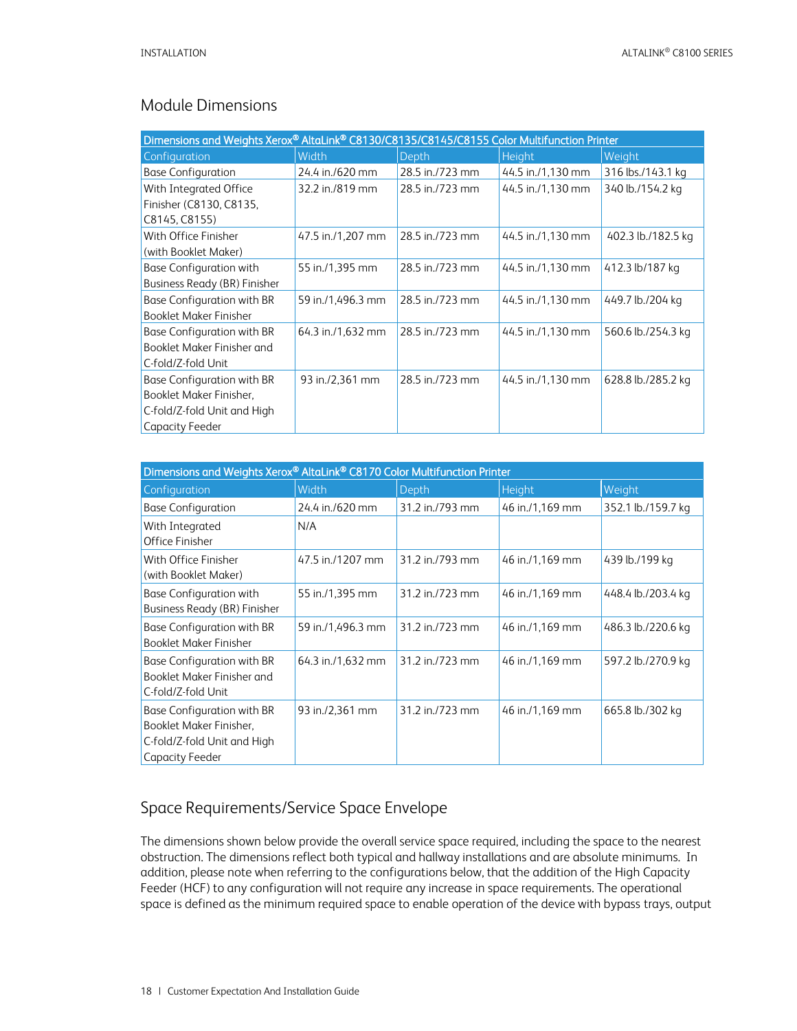## Module Dimensions

| Dimensions and Weights Xerox® AltaLink® C8130/C8135/C8145/C8155 Color Multifunction Printer | | | | |
|---|---|---|---|---|
| Configuration | Width | Depth | Height | Weight |
| Base Configuration | 24.4 in./620 mm | 28.5 in./723 mm | 44.5 in./1,130 mm | 316 lbs./143.1 kg |
| With Integrated Office Finisher (C8130, C8135, C8145, C8155) | 32.2 in./819 mm | 28.5 in./723 mm | 44.5 in./1,130 mm | 340 lb./154.2 kg |
| With Office Finisher (with Booklet Maker) | 47.5 in./1,207 mm | 28.5 in./723 mm | 44.5 in./1,130 mm | 402.3 lb./182.5 kg |
| Base Configuration with Business Ready (BR) Finisher | 55 in./1,395 mm | 28.5 in./723 mm | 44.5 in./1,130 mm | 412.3 lb/187 kg |
| Base Configuration with BR Booklet Maker Finisher | 59 in./1,496.3 mm | 28.5 in./723 mm | 44.5 in./1,130 mm | 449.7 lb./204 kg |
| Base Configuration with BR Booklet Maker Finisher and C-fold/Z-fold Unit | 64.3 in./1,632 mm | 28.5 in./723 mm | 44.5 in./1,130 mm | 560.6 lb./254.3 kg |
| Base Configuration with BR Booklet Maker Finisher, C-fold/Z-fold Unit and High Capacity Feeder | 93 in./2,361 mm | 28.5 in./723 mm | 44.5 in./1,130 mm | 628.8 lb./285.2 kg |

| Dimensions and Weights Xerox® AltaLink® C8170 Color Multifunction Printer | | | | |
|---|---|---|---|---|
| Configuration | Width | Depth | Height | Weight |
| Base Configuration | 24.4 in./620 mm | 31.2 in./793 mm | 46 in./1,169 mm | 352.1 lb./159.7 kg |
| With Integrated Office Finisher | N/A | | | |
| With Office Finisher (with Booklet Maker) | 47.5 in./1207 mm | 31.2 in./793 mm | 46 in./1,169 mm | 439 lb./199 kg |
| Base Configuration with Business Ready (BR) Finisher | 55 in./1,395 mm | 31.2 in./723 mm | 46 in./1,169 mm | 448.4 lb./203.4 kg |
| Base Configuration with BR Booklet Maker Finisher | 59 in./1,496.3 mm | 31.2 in./723 mm | 46 in./1,169 mm | 486.3 lb./220.6 kg |
| Base Configuration with BR Booklet Maker Finisher and C-fold/Z-fold Unit | 64.3 in./1,632 mm | 31.2 in./723 mm | 46 in./1,169 mm | 597.2 lb./270.9 kg |
| Base Configuration with BR Booklet Maker Finisher, C-fold/Z-fold Unit and High Capacity Feeder | 93 in./2,361 mm | 31.2 in./723 mm | 46 in./1,169 mm | 665.8 lb./302 kg |

## Space Requirements/Service Space Envelope

The dimensions shown below provide the overall service space required, including the space to the nearest obstruction. The dimensions reflect both typical and hallway installations and are absolute minimums. In addition, please note when referring to the configurations below, that the addition of the High Capacity Feeder (HCF) to any configuration will not require any increase in space requirements. The operational space is defined as the minimum required space to enable operation of the device with bypass trays, output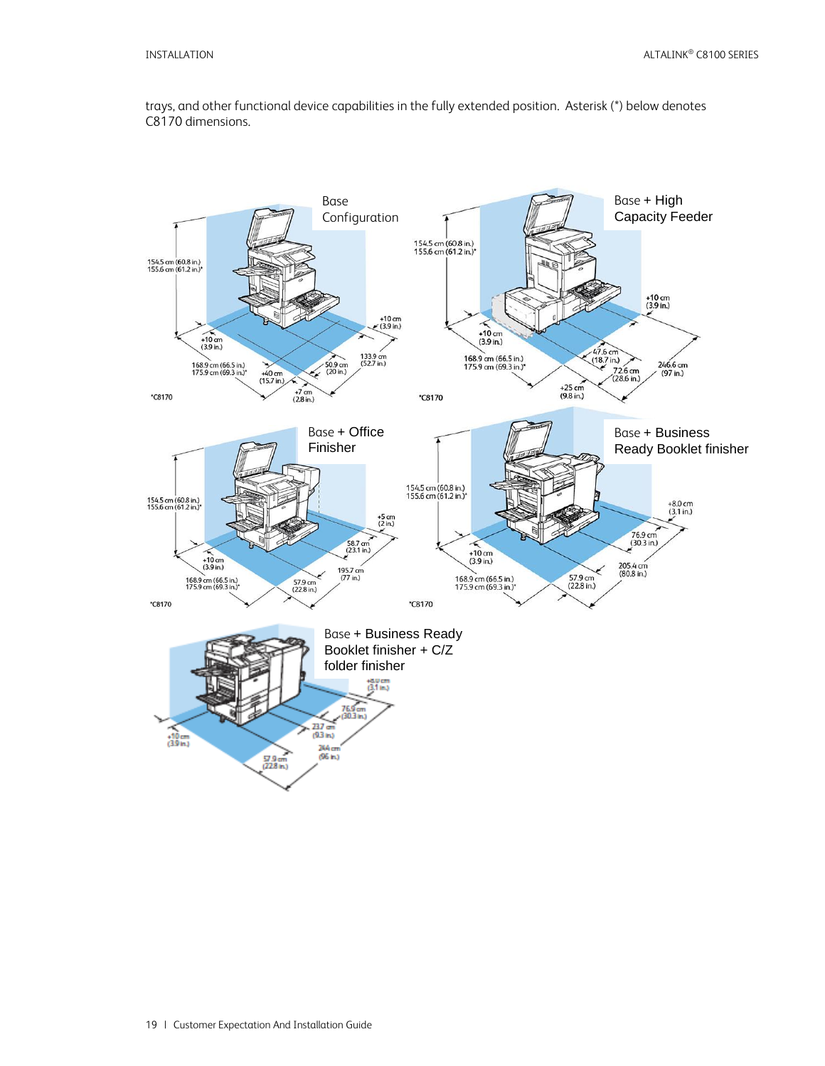trays, and other functional device capabilities in the fully extended position. Asterisk (*) below denotes C8170 dimensions.

Base Configuration

154.5 cm (60.8 in.)
155.6 cm (61.2 in.)*

+10 cm (3.9 in.)

168.9 cm (66.5 in.)
175.9 cm (69.3 in.)*

+40 cm (15.7 in.)

+7 cm (2.8 in.)

50.9 cm (20 in.)

133.9 cm (52.7 in.)

+10 cm (3.9 in.)

*C8170

Base + High Capacity Feeder

154.5 cm (60.8 in.)
155.6 cm (61.2 in.)*

+10 cm (3.9 in.)

168.9 cm (66.5 in.)
175.9 cm (69.3 in.)*

+25 cm (9.8 in.)

47.6 cm (18.7 in.)

72.6 cm (28.6 in.)

246.6 cm (97 in.)

+10 cm (3.9 in.)

*C8170

Base + Office Finisher

154.5 cm (60.8 in.)
155.6 cm (61.2 in.)*

+10 cm (3.9 in.)

168.9 cm (66.5 in.)
175.9 cm (69.3 in.)*

57.9 cm (22.8 in.)

195.7 cm (77 in.)

58.7 cm (23.1 in.)

+5 cm (2 in.)

*C8170

Base + Business Ready Booklet finisher

154.5 cm (60.8 in.)
155.6 cm (61.2 in.)*

+10 cm (3.9 in.)

168.9 cm (66.5 in.)
175.9 cm (69.3 in.)*

57.9 cm (22.8 in.)

205.4 cm (80.8 in.)

76.9 cm (30.3 in.)

+8.0 cm (3.1 in.)

*C8170

Base + Business Ready Booklet finisher + C/Z folder finisher

+8.0 cm (3.1 in.)

76.9 cm (30.3 in.)

23.7 cm (9.3 in.)

244 cm (96 in.)

57.9 cm (22.8 in.)

+10 cm (3.9 in.)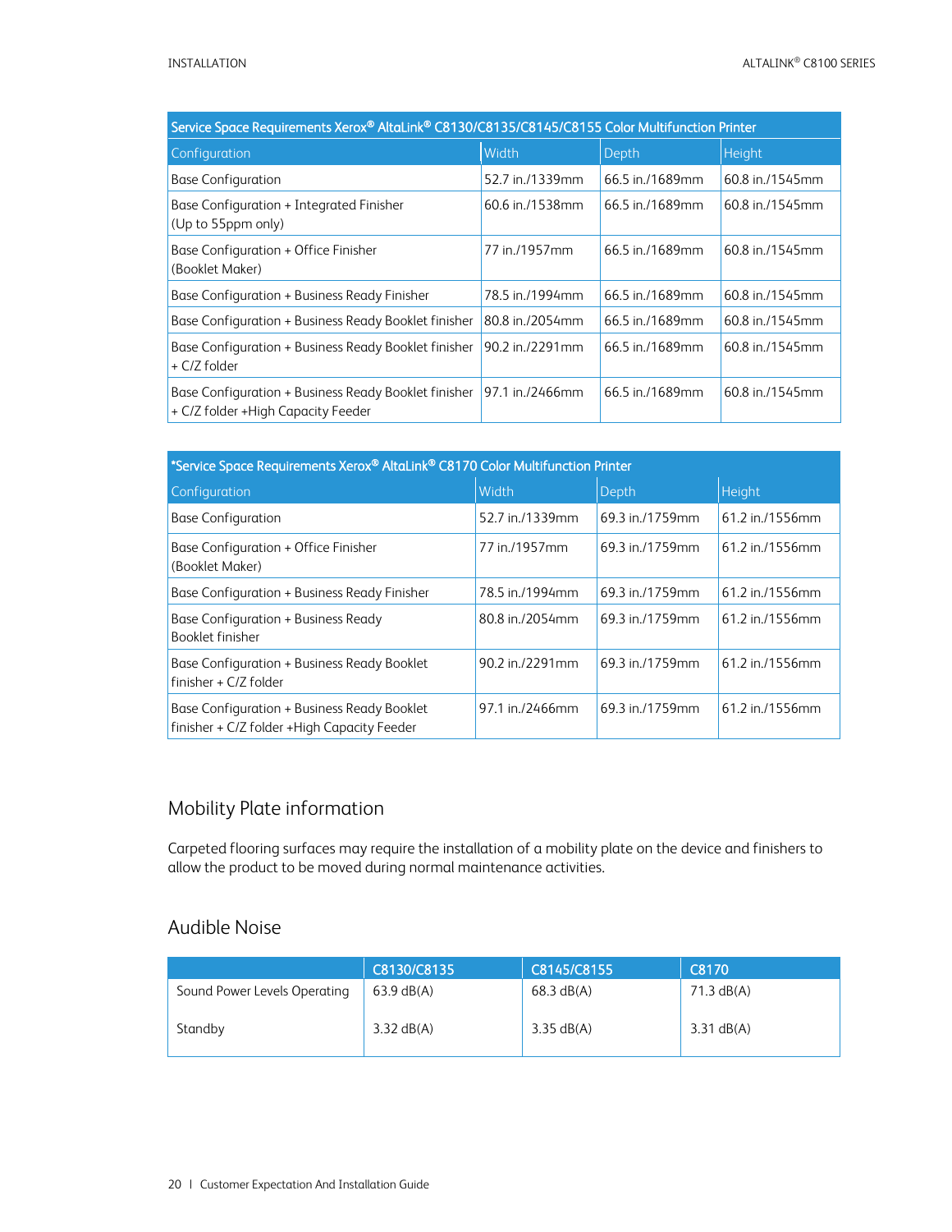| Service Space Requirements Xerox® AltaLink® C8130/C8135/C8145/C8155 Color Multifunction Printer | | | |
|---|---|---|---|
| Configuration | Width | Depth | Height |
| Base Configuration | 52.7 in./1339mm | 66.5 in./1689mm | 60.8 in./1545mm |
| Base Configuration + Integrated Finisher (Up to 55ppm only) | 60.6 in./1538mm | 66.5 in./1689mm | 60.8 in./1545mm |
| Base Configuration + Office Finisher (Booklet Maker) | 77 in./1957mm | 66.5 in./1689mm | 60.8 in./1545mm |
| Base Configuration + Business Ready Finisher | 78.5 in./1994mm | 66.5 in./1689mm | 60.8 in./1545mm |
| Base Configuration + Business Ready Booklet finisher | 80.8 in./2054mm | 66.5 in./1689mm | 60.8 in./1545mm |
| Base Configuration + Business Ready Booklet finisher + C/Z folder | 90.2 in./2291mm | 66.5 in./1689mm | 60.8 in./1545mm |
| Base Configuration + Business Ready Booklet finisher + C/Z folder +High Capacity Feeder | 97.1 in./2466mm | 66.5 in./1689mm | 60.8 in./1545mm |

| *Service Space Requirements Xerox® AltaLink® C8170 Color Multifunction Printer | | | |
|---|---|---|---|
| Configuration | Width | Depth | Height |
| Base Configuration | 52.7 in./1339mm | 69.3 in./1759mm | 61.2 in./1556mm |
| Base Configuration + Office Finisher (Booklet Maker) | 77 in./1957mm | 69.3 in./1759mm | 61.2 in./1556mm |
| Base Configuration + Business Ready Finisher | 78.5 in./1994mm | 69.3 in./1759mm | 61.2 in./1556mm |
| Base Configuration + Business Ready Booklet finisher | 80.8 in./2054mm | 69.3 in./1759mm | 61.2 in./1556mm |
| Base Configuration + Business Ready Booklet finisher + C/Z folder | 90.2 in./2291mm | 69.3 in./1759mm | 61.2 in./1556mm |
| Base Configuration + Business Ready Booklet finisher + C/Z folder +High Capacity Feeder | 97.1 in./2466mm | 69.3 in./1759mm | 61.2 in./1556mm |

## Mobility Plate information

Carpeted flooring surfaces may require the installation of a mobility plate on the device and finishers to allow the product to be moved during normal maintenance activities.

## Audible Noise

| | C8130/C8135 | C8145/C8155 | C8170 |
|---|---|---|---|
| Sound Power Levels Operating | 63.9 dB(A) | 68.3 dB(A) | 71.3 dB(A) |
| Standby | 3.32 dB(A) | 3.35 dB(A) | 3.31 dB(A) |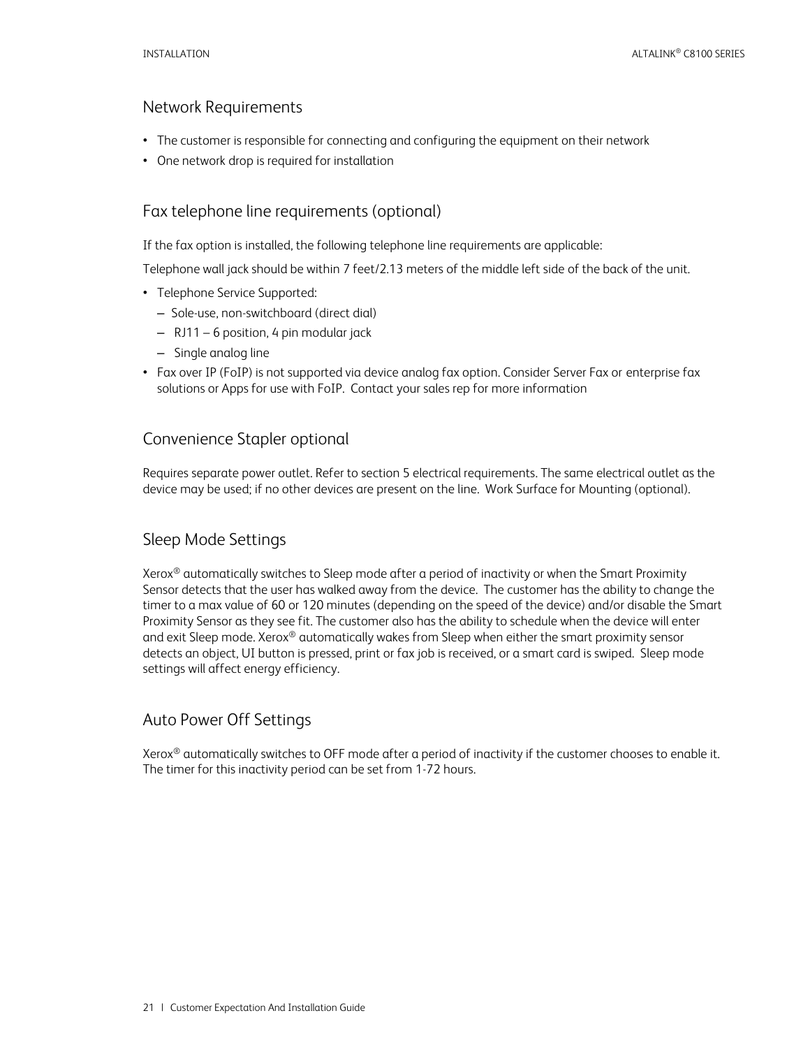## Network Requirements

- The customer is responsible for connecting and configuring the equipment on their network
- One network drop is required for installation

## Fax telephone line requirements (optional)

If the fax option is installed, the following telephone line requirements are applicable:

Telephone wall jack should be within 7 feet/2.13 meters of the middle left side of the back of the unit.

- Telephone Service Supported:
  - Sole-use, non-switchboard (direct dial)
  - RJ11 – 6 position, 4 pin modular jack
  - Single analog line
- Fax over IP (FoIP) is not supported via device analog fax option. Consider Server Fax or enterprise fax solutions or Apps for use with FoIP. Contact your sales rep for more information

## Convenience Stapler optional

Requires separate power outlet. Refer to section 5 electrical requirements. The same electrical outlet as the device may be used; if no other devices are present on the line. Work Surface for Mounting (optional).

## Sleep Mode Settings

Xerox® automatically switches to Sleep mode after a period of inactivity or when the Smart Proximity Sensor detects that the user has walked away from the device. The customer has the ability to change the timer to a max value of 60 or 120 minutes (depending on the speed of the device) and/or disable the Smart Proximity Sensor as they see fit. The customer also has the ability to schedule when the device will enter and exit Sleep mode. Xerox® automatically wakes from Sleep when either the smart proximity sensor detects an object, UI button is pressed, print or fax job is received, or a smart card is swiped. Sleep mode settings will affect energy efficiency.

## Auto Power Off Settings

Xerox® automatically switches to OFF mode after a period of inactivity if the customer chooses to enable it. The timer for this inactivity period can be set from 1-72 hours.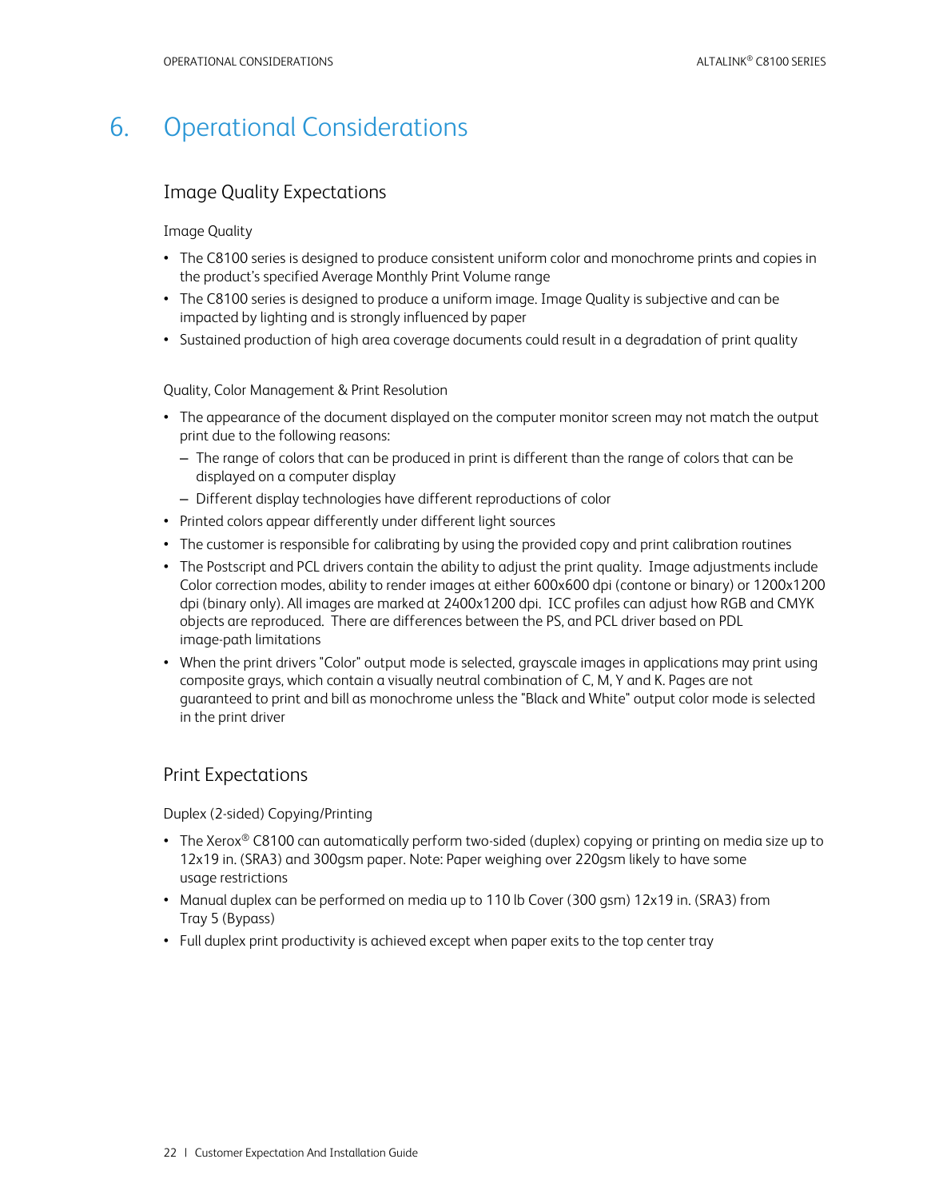# 6. Operational Considerations

## Image Quality Expectations

### Image Quality

- The C8100 series is designed to produce consistent uniform color and monochrome prints and copies in the product's specified Average Monthly Print Volume range
- The C8100 series is designed to produce a uniform image. Image Quality is subjective and can be impacted by lighting and is strongly influenced by paper
- Sustained production of high area coverage documents could result in a degradation of print quality

### Quality, Color Management & Print Resolution

- The appearance of the document displayed on the computer monitor screen may not match the output print due to the following reasons:
  - The range of colors that can be produced in print is different than the range of colors that can be displayed on a computer display
  - Different display technologies have different reproductions of color
- Printed colors appear differently under different light sources
- The customer is responsible for calibrating by using the provided copy and print calibration routines
- The Postscript and PCL drivers contain the ability to adjust the print quality. Image adjustments include Color correction modes, ability to render images at either 600x600 dpi (contone or binary) or 1200x1200 dpi (binary only). All images are marked at 2400x1200 dpi. ICC profiles can adjust how RGB and CMYK objects are reproduced. There are differences between the PS, and PCL driver based on PDL image-path limitations
- When the print drivers "Color" output mode is selected, grayscale images in applications may print using composite grays, which contain a visually neutral combination of C, M, Y and K. Pages are not guaranteed to print and bill as monochrome unless the "Black and White" output color mode is selected in the print driver

## Print Expectations

### Duplex (2-sided) Copying/Printing

- The Xerox® C8100 can automatically perform two-sided (duplex) copying or printing on media size up to 12x19 in. (SRA3) and 300gsm paper. Note: Paper weighing over 220gsm likely to have some usage restrictions
- Manual duplex can be performed on media up to 110 lb Cover (300 gsm) 12x19 in. (SRA3) from Tray 5 (Bypass)
- Full duplex print productivity is achieved except when paper exits to the top center tray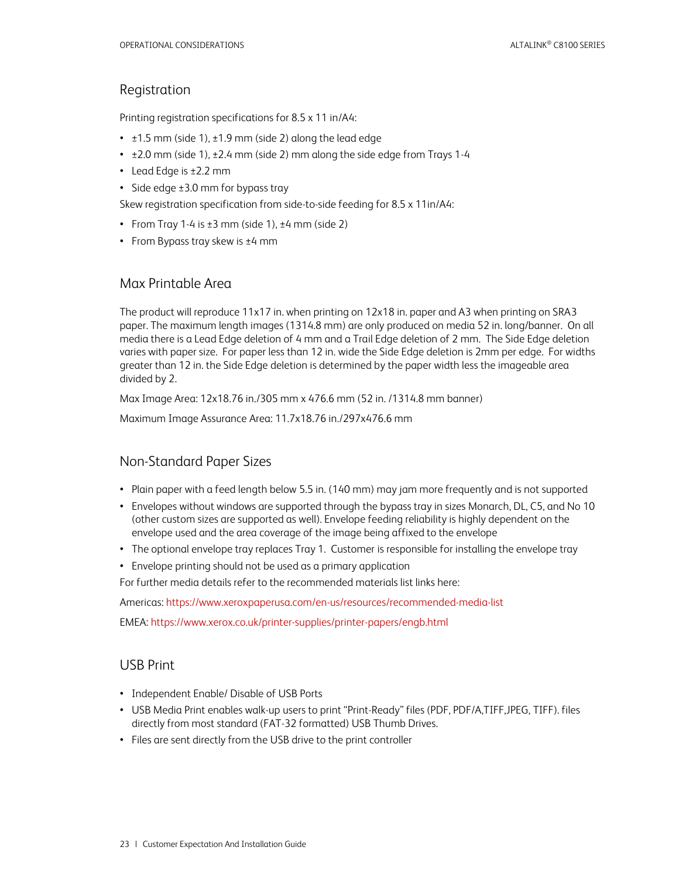## Registration

Printing registration specifications for 8.5 x 11 in/A4:

- ±1.5 mm (side 1), ±1.9 mm (side 2) along the lead edge
- ±2.0 mm (side 1), ±2.4 mm (side 2) mm along the side edge from Trays 1-4
- Lead Edge is ±2.2 mm
- Side edge ±3.0 mm for bypass tray

Skew registration specification from side-to-side feeding for 8.5 x 11in/A4:

- From Tray 1-4 is ±3 mm (side 1), ±4 mm (side 2)
- From Bypass tray skew is ±4 mm

## Max Printable Area

The product will reproduce 11x17 in. when printing on 12x18 in. paper and A3 when printing on SRA3 paper. The maximum length images (1314.8 mm) are only produced on media 52 in. long/banner. On all media there is a Lead Edge deletion of 4 mm and a Trail Edge deletion of 2 mm. The Side Edge deletion varies with paper size. For paper less than 12 in. wide the Side Edge deletion is 2mm per edge. For widths greater than 12 in. the Side Edge deletion is determined by the paper width less the imageable area divided by 2.

Max Image Area: 12x18.76 in./305 mm x 476.6 mm (52 in. /1314.8 mm banner)

Maximum Image Assurance Area: 11.7x18.76 in./297x476.6 mm

## Non-Standard Paper Sizes

- Plain paper with a feed length below 5.5 in. (140 mm) may jam more frequently and is not supported
- Envelopes without windows are supported through the bypass tray in sizes Monarch, DL, C5, and No 10 (other custom sizes are supported as well). Envelope feeding reliability is highly dependent on the envelope used and the area coverage of the image being affixed to the envelope
- The optional envelope tray replaces Tray 1. Customer is responsible for installing the envelope tray
- Envelope printing should not be used as a primary application

For further media details refer to the recommended materials list links here:

Americas: https://www.xeroxpaperusa.com/en-us/resources/recommended-media-list

EMEA: https://www.xerox.co.uk/printer-supplies/printer-papers/engb.html

## USB Print

- Independent Enable/ Disable of USB Ports
- USB Media Print enables walk-up users to print "Print-Ready" files (PDF, PDF/A,TIFF,JPEG, TIFF). files directly from most standard (FAT-32 formatted) USB Thumb Drives.
- Files are sent directly from the USB drive to the print controller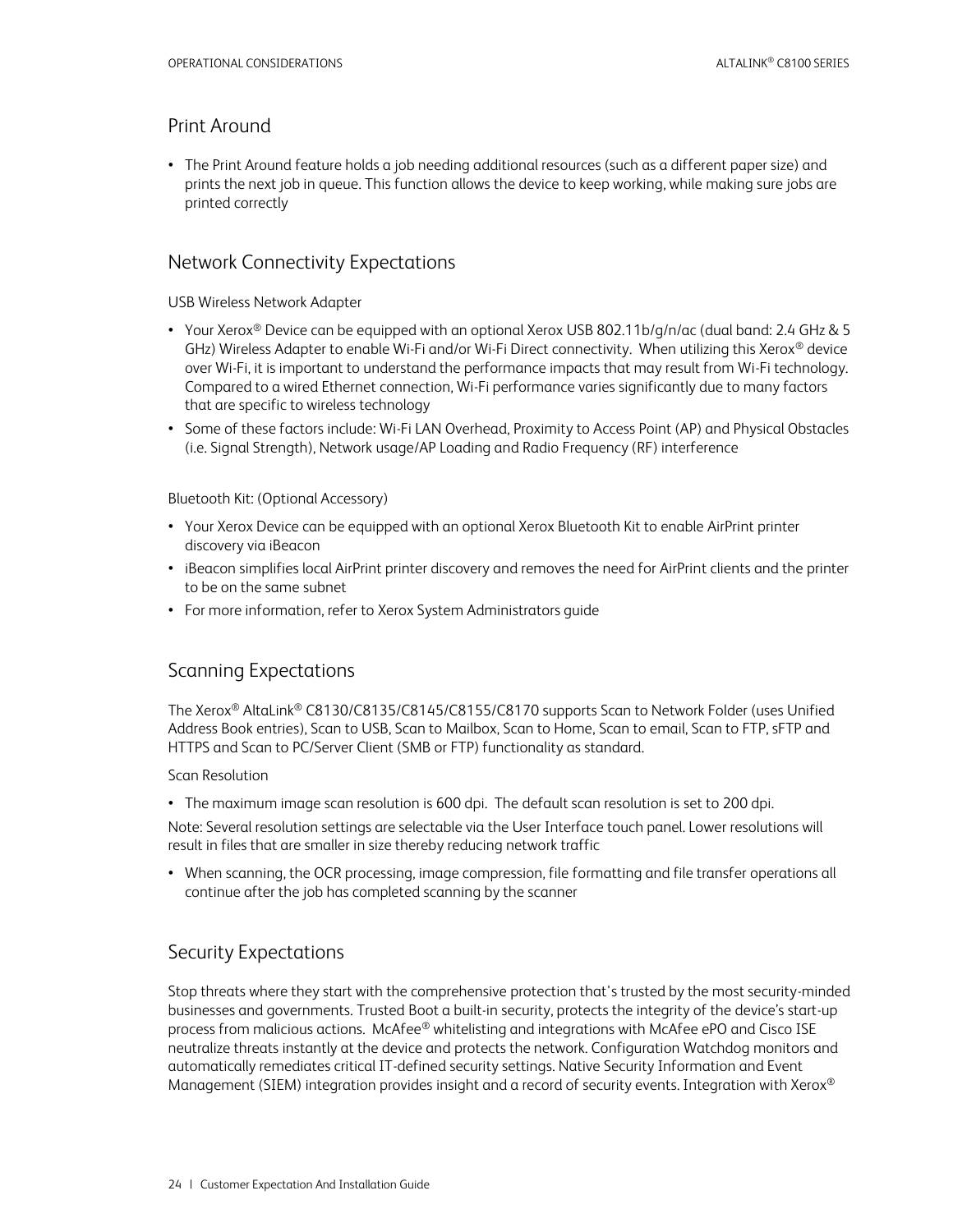## Print Around

- The Print Around feature holds a job needing additional resources (such as a different paper size) and prints the next job in queue. This function allows the device to keep working, while making sure jobs are printed correctly

## Network Connectivity Expectations

USB Wireless Network Adapter

- Your Xerox® Device can be equipped with an optional Xerox USB 802.11b/g/n/ac (dual band: 2.4 GHz & 5 GHz) Wireless Adapter to enable Wi-Fi and/or Wi-Fi Direct connectivity. When utilizing this Xerox® device over Wi-Fi, it is important to understand the performance impacts that may result from Wi-Fi technology. Compared to a wired Ethernet connection, Wi-Fi performance varies significantly due to many factors that are specific to wireless technology
- Some of these factors include: Wi-Fi LAN Overhead, Proximity to Access Point (AP) and Physical Obstacles (i.e. Signal Strength), Network usage/AP Loading and Radio Frequency (RF) interference

Bluetooth Kit: (Optional Accessory)

- Your Xerox Device can be equipped with an optional Xerox Bluetooth Kit to enable AirPrint printer discovery via iBeacon
- iBeacon simplifies local AirPrint printer discovery and removes the need for AirPrint clients and the printer to be on the same subnet
- For more information, refer to Xerox System Administrators guide

## Scanning Expectations

The Xerox® AltaLink® C8130/C8135/C8145/C8155/C8170 supports Scan to Network Folder (uses Unified Address Book entries), Scan to USB, Scan to Mailbox, Scan to Home, Scan to email, Scan to FTP, sFTP and HTTPS and Scan to PC/Server Client (SMB or FTP) functionality as standard.

Scan Resolution

- The maximum image scan resolution is 600 dpi. The default scan resolution is set to 200 dpi.

Note: Several resolution settings are selectable via the User Interface touch panel. Lower resolutions will result in files that are smaller in size thereby reducing network traffic

- When scanning, the OCR processing, image compression, file formatting and file transfer operations all continue after the job has completed scanning by the scanner

## Security Expectations

Stop threats where they start with the comprehensive protection that's trusted by the most security-minded businesses and governments. Trusted Boot a built-in security, protects the integrity of the device's start-up process from malicious actions. McAfee® whitelisting and integrations with McAfee ePO and Cisco ISE neutralize threats instantly at the device and protects the network. Configuration Watchdog monitors and automatically remediates critical IT-defined security settings. Native Security Information and Event Management (SIEM) integration provides insight and a record of security events. Integration with Xerox®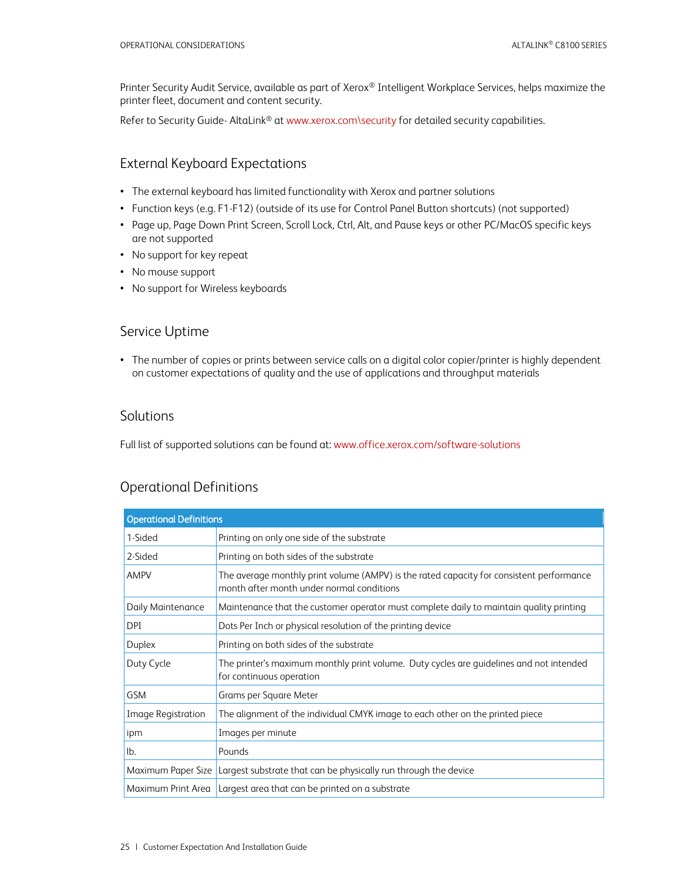Printer Security Audit Service, available as part of Xerox® Intelligent Workplace Services, helps maximize the printer fleet, document and content security.

Refer to Security Guide- AltaLink® at www.xerox.com\security for detailed security capabilities.

## External Keyboard Expectations

- The external keyboard has limited functionality with Xerox and partner solutions
- Function keys (e.g. F1-F12) (outside of its use for Control Panel Button shortcuts) (not supported)
- Page up, Page Down Print Screen, Scroll Lock, Ctrl, Alt, and Pause keys or other PC/MacOS specific keys are not supported
- No support for key repeat
- No mouse support
- No support for Wireless keyboards

## Service Uptime

- The number of copies or prints between service calls on a digital color copier/printer is highly dependent on customer expectations of quality and the use of applications and throughput materials

## Solutions

Full list of supported solutions can be found at: www.office.xerox.com/software-solutions

## Operational Definitions

| Operational Definitions | |
|---|---|
| 1-Sided | Printing on only one side of the substrate |
| 2-Sided | Printing on both sides of the substrate |
| AMPV | The average monthly print volume (AMPV) is the rated capacity for consistent performance month after month under normal conditions |
| Daily Maintenance | Maintenance that the customer operator must complete daily to maintain quality printing |
| DPI | Dots Per Inch or physical resolution of the printing device |
| Duplex | Printing on both sides of the substrate |
| Duty Cycle | The printer's maximum monthly print volume. Duty cycles are guidelines and not intended for continuous operation |
| GSM | Grams per Square Meter |
| Image Registration | The alignment of the individual CMYK image to each other on the printed piece |
| ipm | Images per minute |
| lb. | Pounds |
| Maximum Paper Size | Largest substrate that can be physically run through the device |
| Maximum Print Area | Largest area that can be printed on a substrate |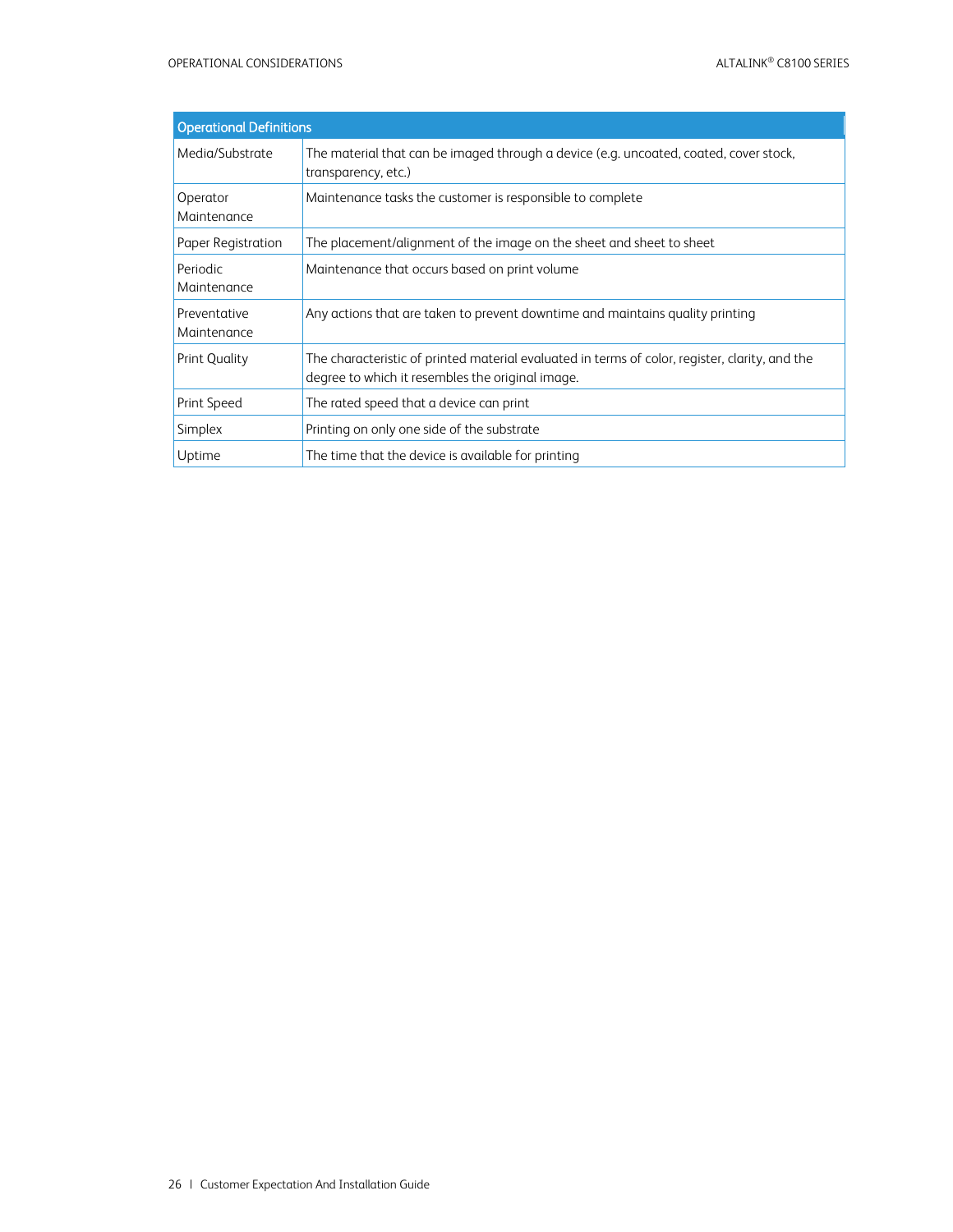| Operational Definitions | |
|---|---|
| Media/Substrate | The material that can be imaged through a device (e.g. uncoated, coated, cover stock, transparency, etc.) |
| Operator Maintenance | Maintenance tasks the customer is responsible to complete |
| Paper Registration | The placement/alignment of the image on the sheet and sheet to sheet |
| Periodic Maintenance | Maintenance that occurs based on print volume |
| Preventative Maintenance | Any actions that are taken to prevent downtime and maintains quality printing |
| Print Quality | The characteristic of printed material evaluated in terms of color, register, clarity, and the degree to which it resembles the original image. |
| Print Speed | The rated speed that a device can print |
| Simplex | Printing on only one side of the substrate |
| Uptime | The time that the device is available for printing |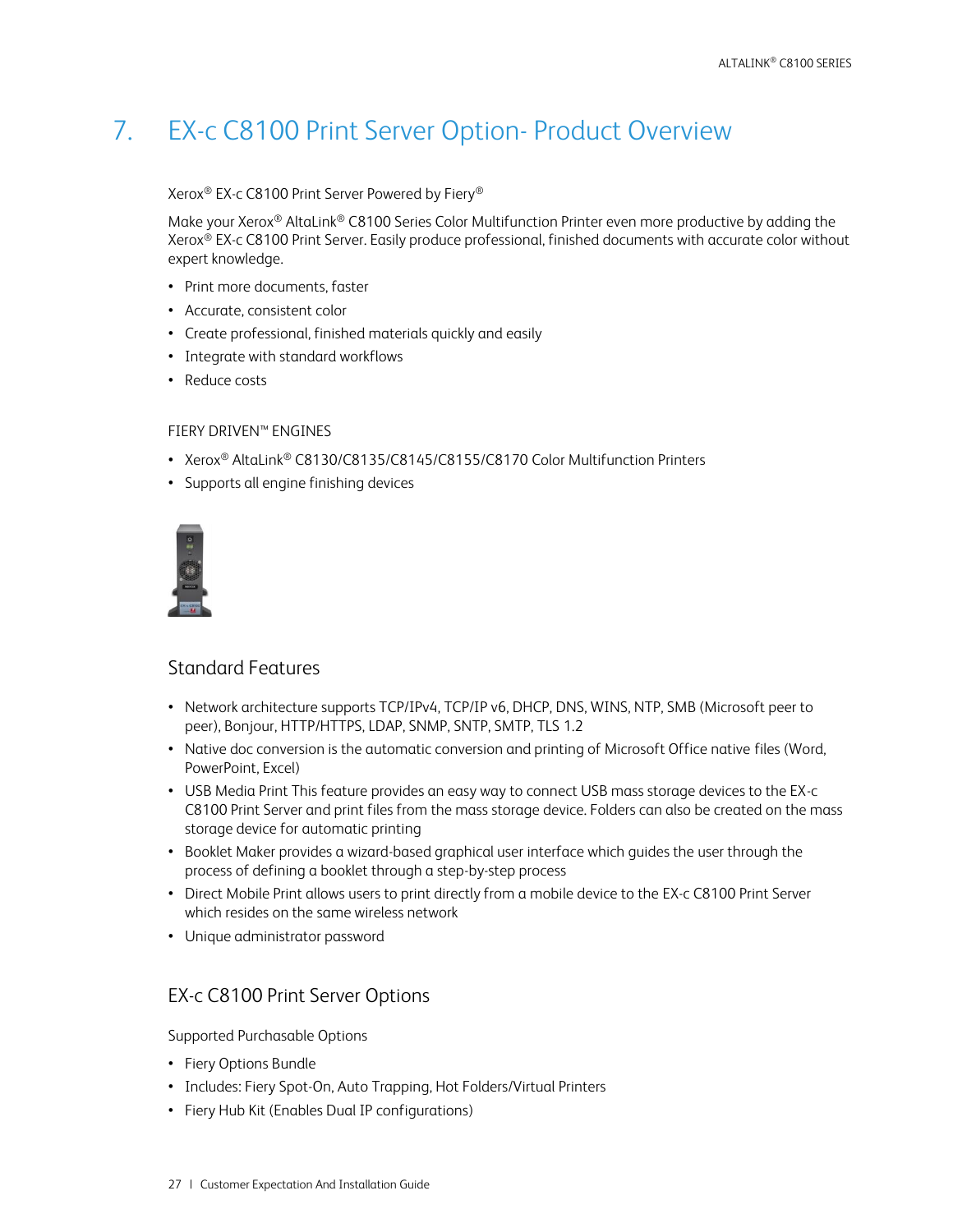# 7. EX-c C8100 Print Server Option- Product Overview

Xerox® EX-c C8100 Print Server Powered by Fiery®

Make your Xerox® AltaLink® C8100 Series Color Multifunction Printer even more productive by adding the Xerox® EX-c C8100 Print Server. Easily produce professional, finished documents with accurate color without expert knowledge.

- Print more documents, faster
- Accurate, consistent color
- Create professional, finished materials quickly and easily
- Integrate with standard workflows
- Reduce costs

FIERY DRIVEN™ ENGINES

- Xerox® AltaLink® C8130/C8135/C8145/C8155/C8170 Color Multifunction Printers
- Supports all engine finishing devices

## Standard Features

- Network architecture supports TCP/IPv4, TCP/IP v6, DHCP, DNS, WINS, NTP, SMB (Microsoft peer to peer), Bonjour, HTTP/HTTPS, LDAP, SNMP, SNTP, SMTP, TLS 1.2
- Native doc conversion is the automatic conversion and printing of Microsoft Office native files (Word, PowerPoint, Excel)
- USB Media Print This feature provides an easy way to connect USB mass storage devices to the EX-c C8100 Print Server and print files from the mass storage device. Folders can also be created on the mass storage device for automatic printing
- Booklet Maker provides a wizard-based graphical user interface which guides the user through the process of defining a booklet through a step-by-step process
- Direct Mobile Print allows users to print directly from a mobile device to the EX-c C8100 Print Server which resides on the same wireless network
- Unique administrator password

## EX-c C8100 Print Server Options

Supported Purchasable Options

- Fiery Options Bundle
- Includes: Fiery Spot-On, Auto Trapping, Hot Folders/Virtual Printers
- Fiery Hub Kit (Enables Dual IP configurations)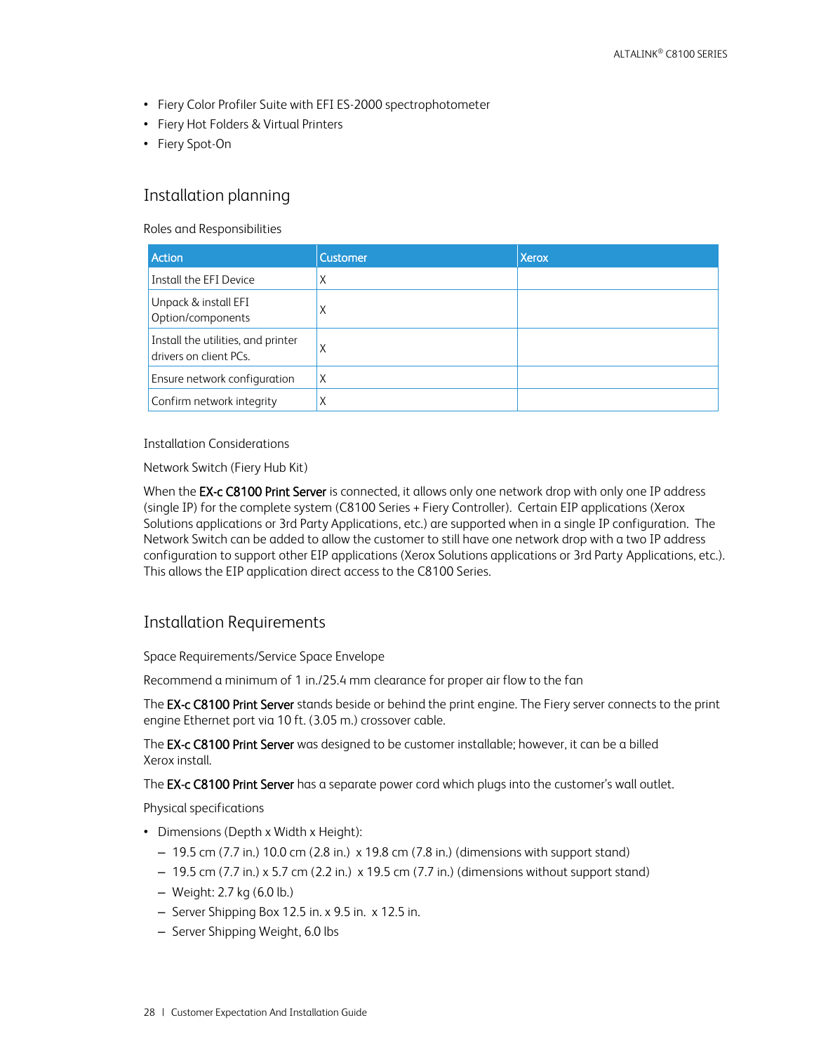- Fiery Color Profiler Suite with EFI ES-2000 spectrophotometer
- Fiery Hot Folders & Virtual Printers
- Fiery Spot-On

## Installation planning

Roles and Responsibilities

| Action | Customer | Xerox |
|---|---|---|
| Install the EFI Device | X | |
| Unpack & install EFI Option/components | X | |
| Install the utilities, and printer drivers on client PCs. | X | |
| Ensure network configuration | X | |
| Confirm network integrity | X | |

Installation Considerations

Network Switch (Fiery Hub Kit)

When the **EX-c C8100 Print Server** is connected, it allows only one network drop with only one IP address (single IP) for the complete system (C8100 Series + Fiery Controller). Certain EIP applications (Xerox Solutions applications or 3rd Party Applications, etc.) are supported when in a single IP configuration. The Network Switch can be added to allow the customer to still have one network drop with a two IP address configuration to support other EIP applications (Xerox Solutions applications or 3rd Party Applications, etc.). This allows the EIP application direct access to the C8100 Series.

## Installation Requirements

Space Requirements/Service Space Envelope

Recommend a minimum of 1 in./25.4 mm clearance for proper air flow to the fan

The **EX-c C8100 Print Server** stands beside or behind the print engine. The Fiery server connects to the print engine Ethernet port via 10 ft. (3.05 m.) crossover cable.

The **EX-c C8100 Print Server** was designed to be customer installable; however, it can be a billed Xerox install.

The **EX-c C8100 Print Server** has a separate power cord which plugs into the customer's wall outlet.

Physical specifications

- Dimensions (Depth x Width x Height):
  - 19.5 cm (7.7 in.) 10.0 cm (2.8 in.) x 19.8 cm (7.8 in.) (dimensions with support stand)
  - 19.5 cm (7.7 in.) x 5.7 cm (2.2 in.) x 19.5 cm (7.7 in.) (dimensions without support stand)
  - Weight: 2.7 kg (6.0 lb.)
  - Server Shipping Box 12.5 in. x 9.5 in. x 12.5 in.
  - Server Shipping Weight, 6.0 lbs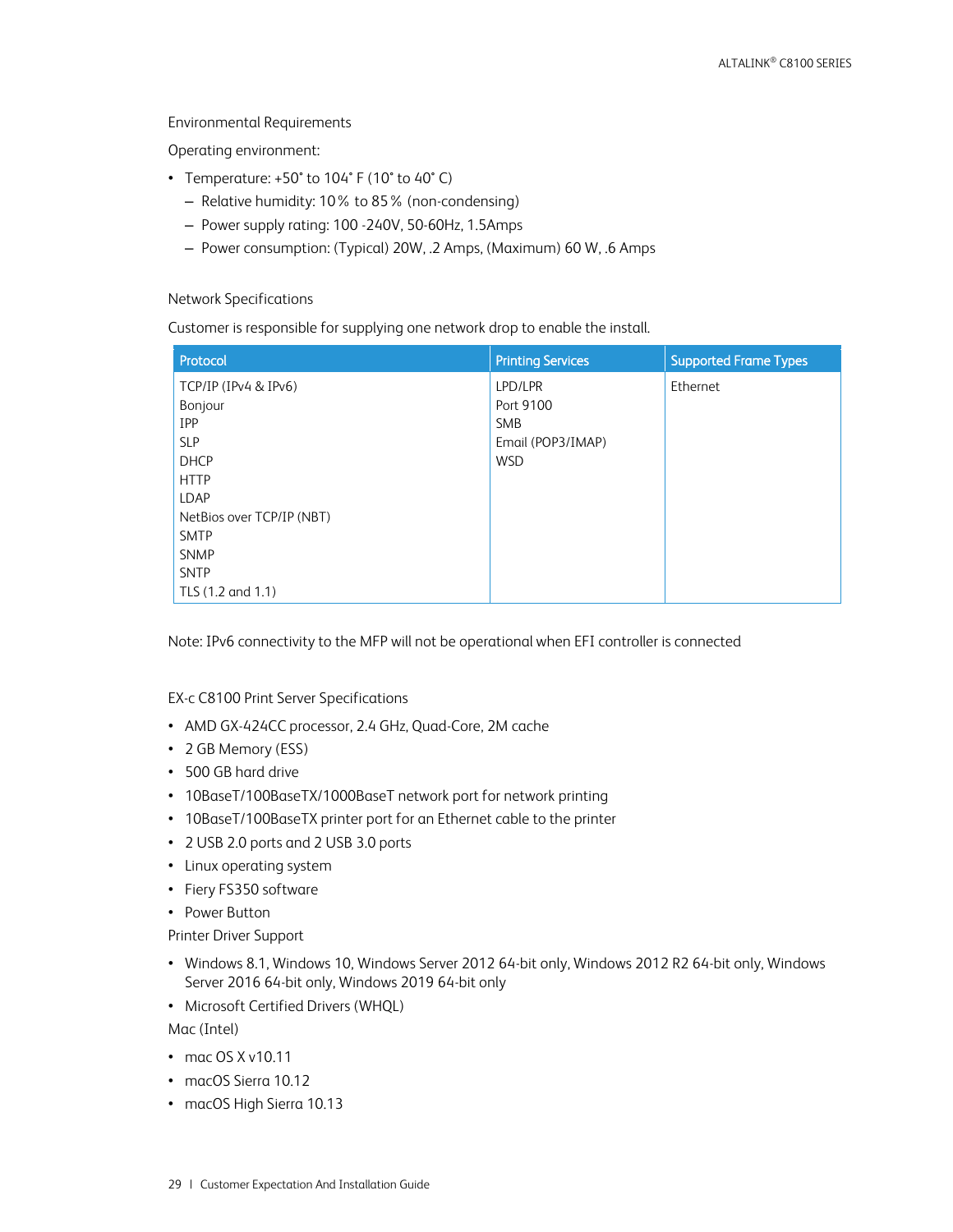## Environmental Requirements

Operating environment:

- Temperature: +50˚ to 104˚ F (10˚ to 40˚ C)
  - Relative humidity: 10% to 85% (non-condensing)
  - Power supply rating: 100 -240V, 50-60Hz, 1.5Amps
  - Power consumption: (Typical) 20W, .2 Amps, (Maximum) 60 W, .6 Amps

## Network Specifications

Customer is responsible for supplying one network drop to enable the install.

| Protocol | Printing Services | Supported Frame Types |
|---|---|---|
| TCP/IP (IPv4 & IPv6)<br>Bonjour<br>IPP<br>SLP<br>DHCP<br>HTTP<br>LDAP<br>NetBios over TCP/IP (NBT)<br>SMTP<br>SNMP<br>SNTP<br>TLS (1.2 and 1.1) | LPD/LPR<br>Port 9100<br>SMB<br>Email (POP3/IMAP)<br>WSD | Ethernet |

Note: IPv6 connectivity to the MFP will not be operational when EFI controller is connected

## EX-c C8100 Print Server Specifications

- AMD GX-424CC processor, 2.4 GHz, Quad-Core, 2M cache
- 2 GB Memory (ESS)
- 500 GB hard drive
- 10BaseT/100BaseTX/1000BaseT network port for network printing
- 10BaseT/100BaseTX printer port for an Ethernet cable to the printer
- 2 USB 2.0 ports and 2 USB 3.0 ports
- Linux operating system
- Fiery FS350 software
- Power Button

Printer Driver Support

- Windows 8.1, Windows 10, Windows Server 2012 64-bit only, Windows 2012 R2 64-bit only, Windows Server 2016 64-bit only, Windows 2019 64-bit only
- Microsoft Certified Drivers (WHQL)

Mac (Intel)

- mac OS X v10.11
- macOS Sierra 10.12
- macOS High Sierra 10.13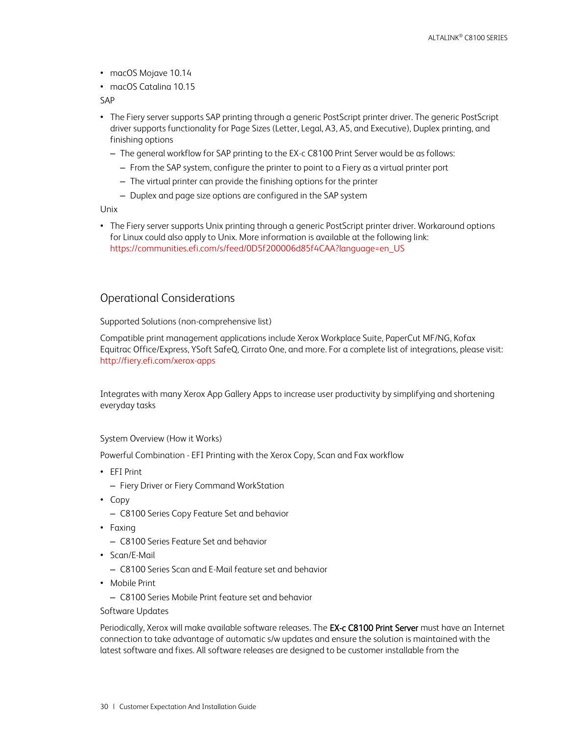- macOS Mojave 10.14
- macOS Catalina 10.15

SAP

- The Fiery server supports SAP printing through a generic PostScript printer driver. The generic PostScript driver supports functionality for Page Sizes (Letter, Legal, A3, A5, and Executive), Duplex printing, and finishing options
  - The general workflow for SAP printing to the EX-c C8100 Print Server would be as follows:
    - From the SAP system, configure the printer to point to a Fiery as a virtual printer port
    - The virtual printer can provide the finishing options for the printer
    - Duplex and page size options are configured in the SAP system

Unix

- The Fiery server supports Unix printing through a generic PostScript printer driver. Workaround options for Linux could also apply to Unix. More information is available at the following link: https://communities.efi.com/s/feed/0D5f200006d85f4CAA?language=en_US

## Operational Considerations

Supported Solutions (non-comprehensive list)

Compatible print management applications include Xerox Workplace Suite, PaperCut MF/NG, Kofax Equitrac Office/Express, YSoft SafeQ, Cirrato One, and more. For a complete list of integrations, please visit: http://fiery.efi.com/xerox-apps

Integrates with many Xerox App Gallery Apps to increase user productivity by simplifying and shortening everyday tasks

System Overview (How it Works)

Powerful Combination - EFI Printing with the Xerox Copy, Scan and Fax workflow

- EFI Print
  - Fiery Driver or Fiery Command WorkStation
- Copy
  - C8100 Series Copy Feature Set and behavior
- Faxing
  - C8100 Series Feature Set and behavior
- Scan/E-Mail
  - C8100 Series Scan and E-Mail feature set and behavior
- Mobile Print
  - C8100 Series Mobile Print feature set and behavior

Software Updates

Periodically, Xerox will make available software releases. The **EX-c C8100 Print Server** must have an Internet connection to take advantage of automatic s/w updates and ensure the solution is maintained with the latest software and fixes. All software releases are designed to be customer installable from the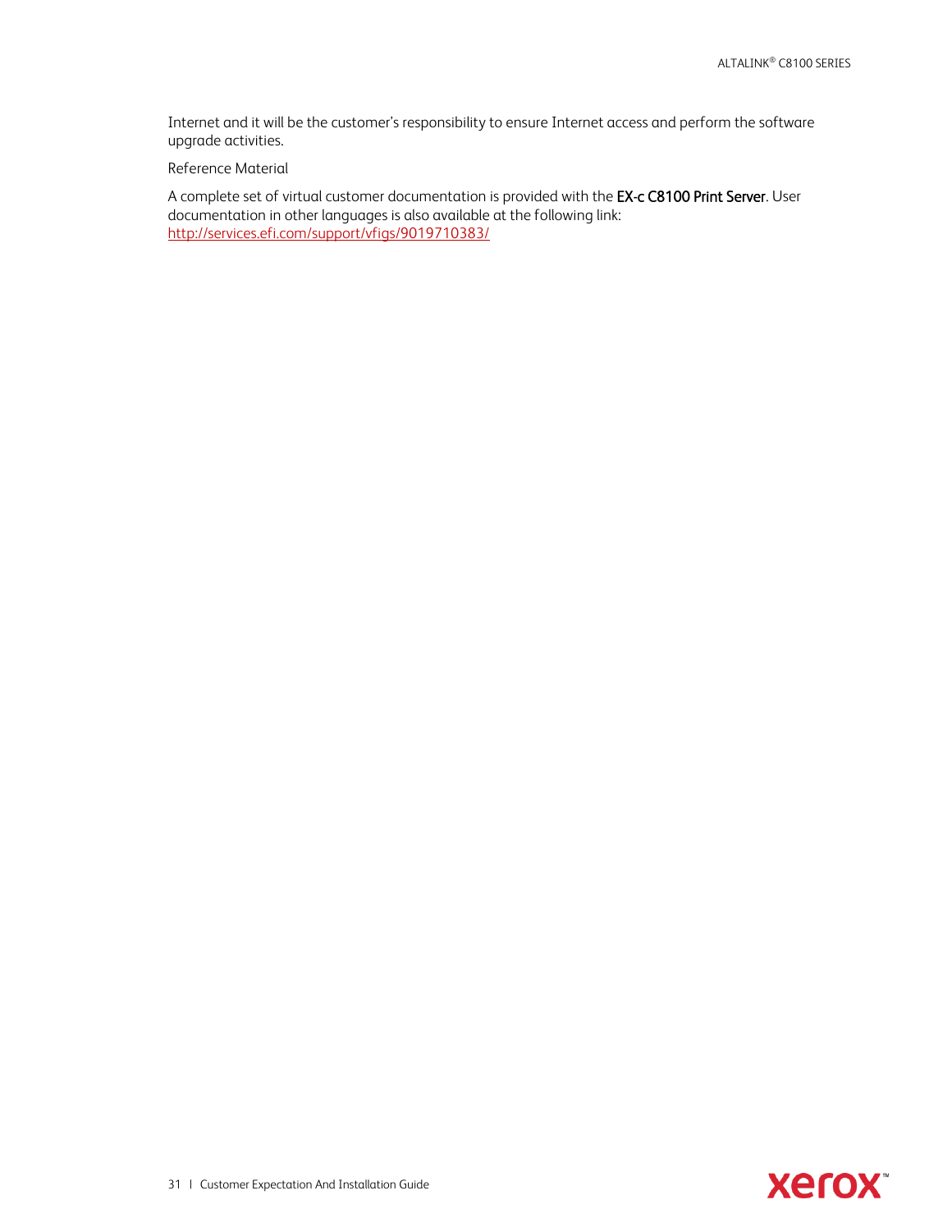Internet and it will be the customer's responsibility to ensure Internet access and perform the software upgrade activities.

Reference Material

A complete set of virtual customer documentation is provided with the **EX-c C8100 Print Server**. User documentation in other languages is also available at the following link: [http://services.efi.com/support/vfigs/9019710383/](http://services.efi.com/support/vfigs/9019710383/)